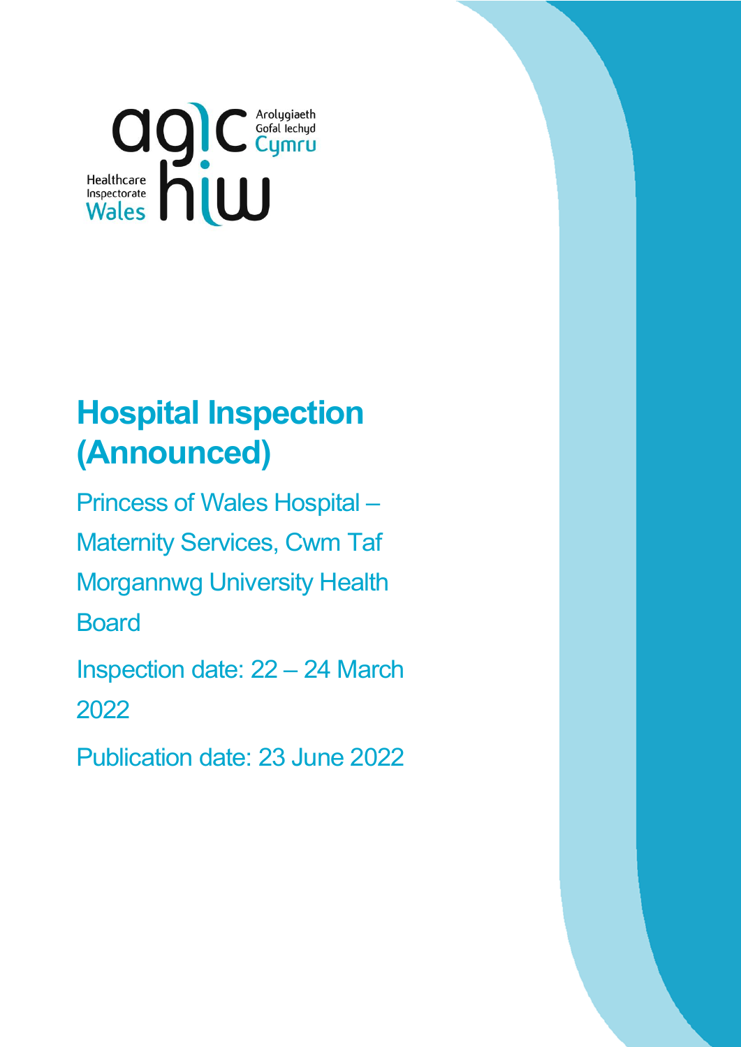# Hospital Inspection (Announced)

Princess of Wales Hospital – Maternity Services, Cwm Taf Morgannwg University Health Board

Inspection date: 22 – 24 March 2022

Publication date: 23 June 2022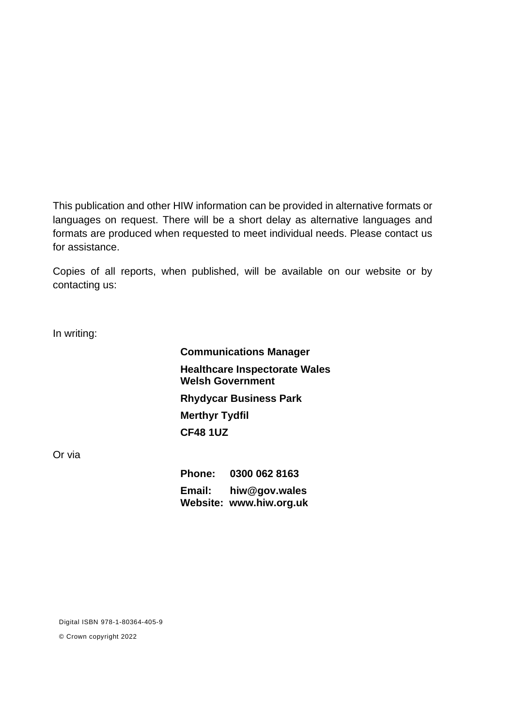This publication and other HIW information can be provided in alternative formats or languages on request. There will be a short delay as alternative languages and formats are produced when requested to meet individual needs. Please contact us for assistance.

Copies of all reports, when published, will be available on our website or by contacting us:

In writing:

**Communications Manager**

**Healthcare Inspectorate Wales**
**Welsh Government**

**Rhydycar Business Park**

**Merthyr Tydfil**

**CF48 1UZ**

Or via

**Phone: 0300 062 8163**

**Email: hiw@gov.wales**
**Website: www.hiw.org.uk**

Digital ISBN 978-1-80364-405-9

© Crown copyright 2022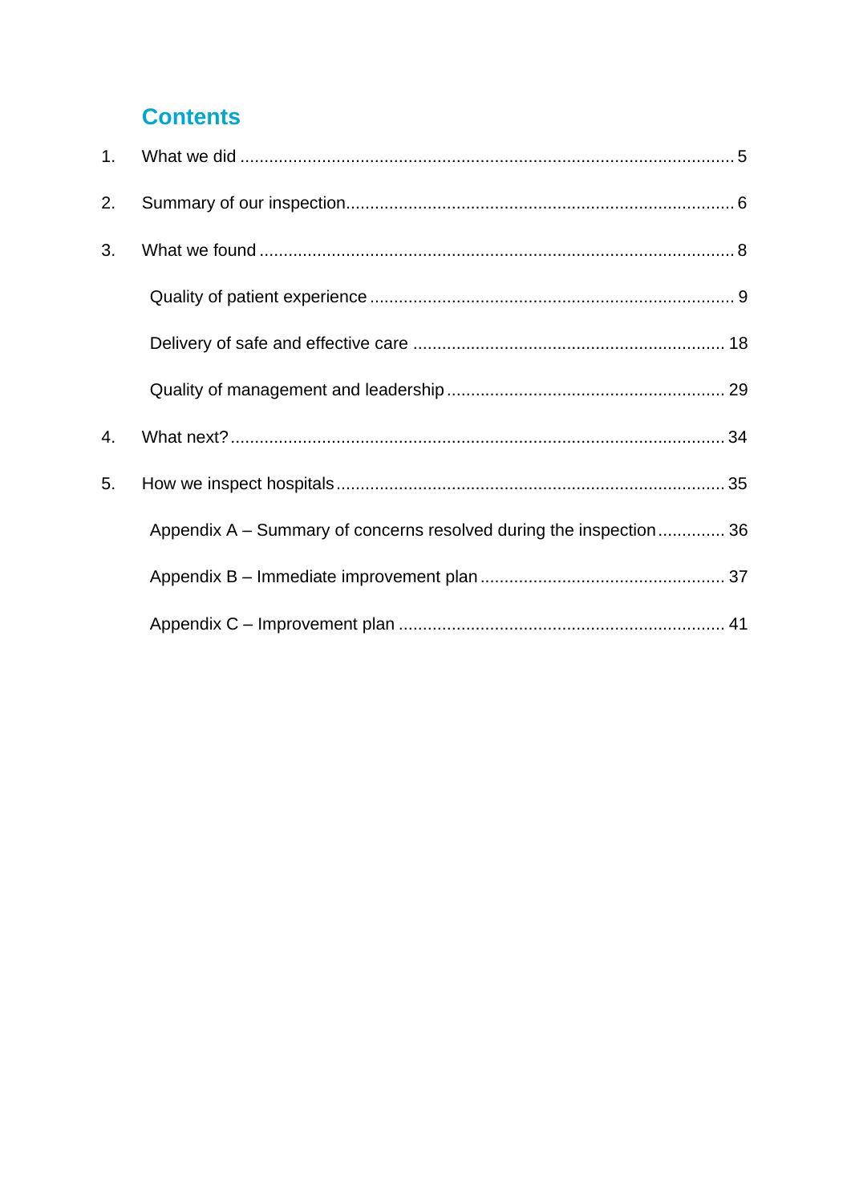## Contents

1. What we did ..... 5
2. Summary of our inspection ..... 6
3. What we found ..... 8
   - Quality of patient experience ..... 9
   - Delivery of safe and effective care ..... 18
   - Quality of management and leadership ..... 29
4. What next? ..... 34
5. How we inspect hospitals ..... 35
   - Appendix A – Summary of concerns resolved during the inspection ..... 36
   - Appendix B – Immediate improvement plan ..... 37
   - Appendix C – Improvement plan ..... 41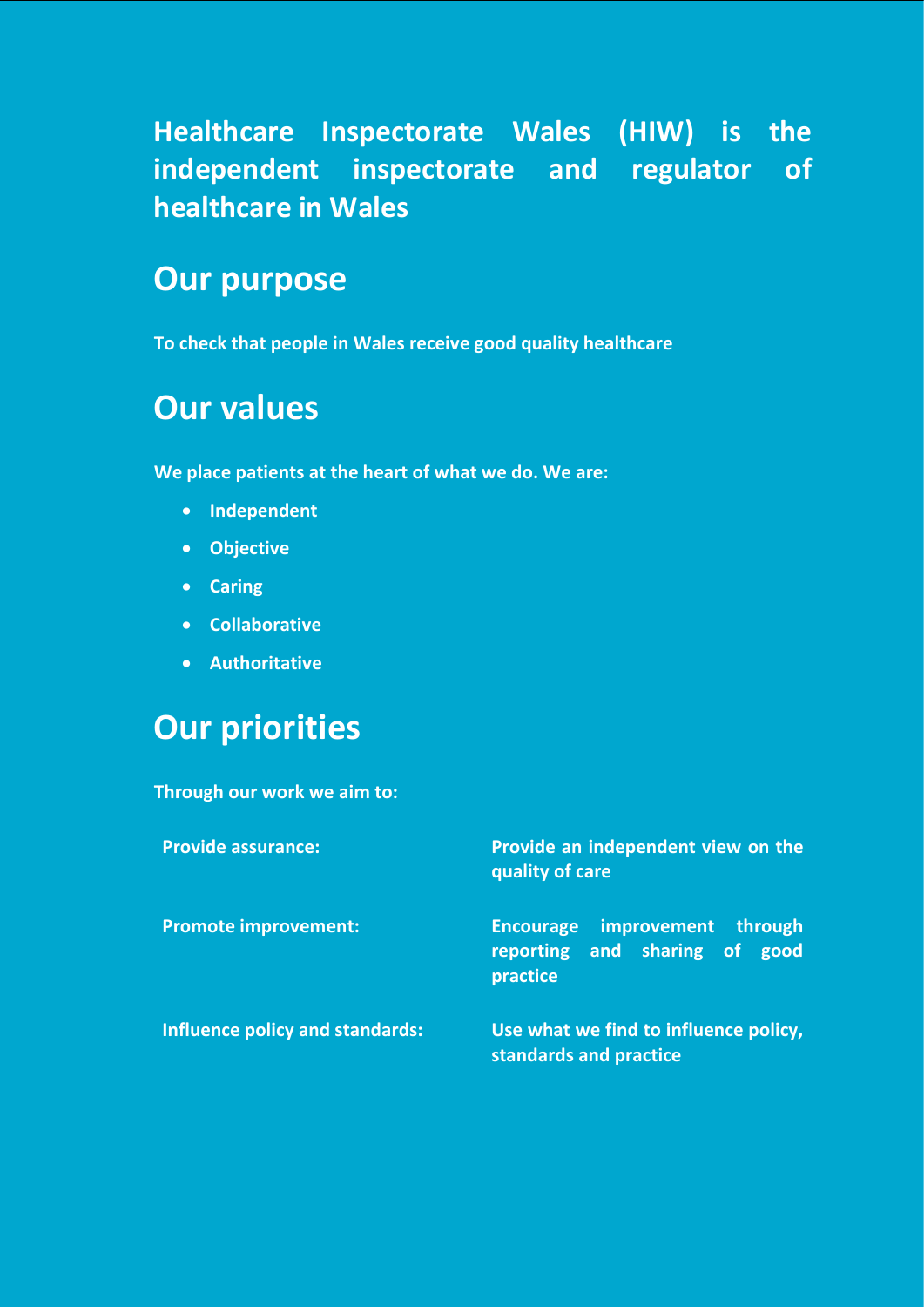**Healthcare Inspectorate Wales (HIW) is the independent inspectorate and regulator of healthcare in Wales**

## Our purpose

**To check that people in Wales receive good quality healthcare**

## Our values

**We place patients at the heart of what we do. We are:**

- **Independent**
- **Objective**
- **Caring**
- **Collaborative**
- **Authoritative**

## Our priorities

**Through our work we aim to:**

| | |
|---|---|
| **Provide assurance:** | **Provide an independent view on the quality of care** |
| **Promote improvement:** | **Encourage improvement through reporting and sharing of good practice** |
| **Influence policy and standards:** | **Use what we find to influence policy, standards and practice** |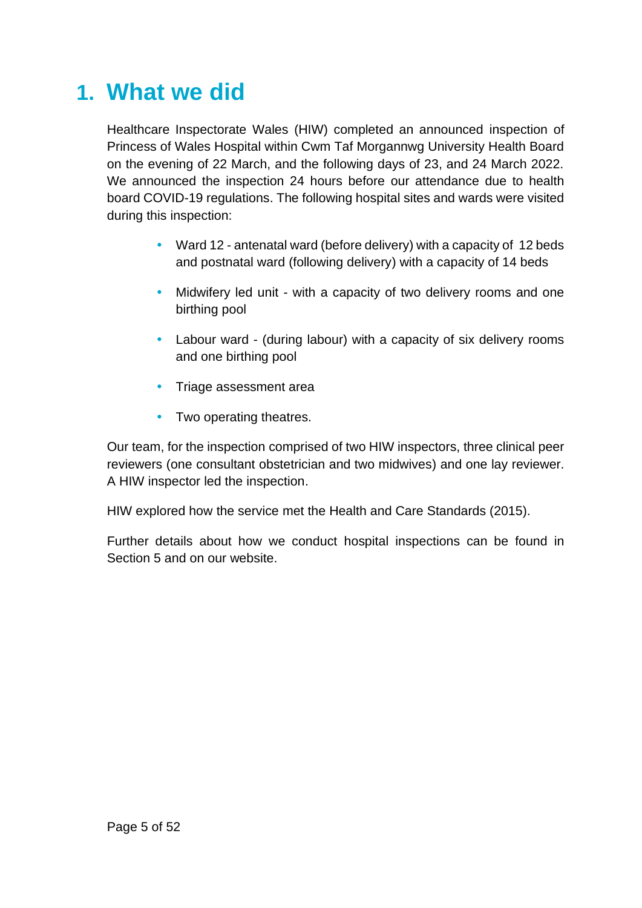# 1. What we did

Healthcare Inspectorate Wales (HIW) completed an announced inspection of Princess of Wales Hospital within Cwm Taf Morgannwg University Health Board on the evening of 22 March, and the following days of 23, and 24 March 2022. We announced the inspection 24 hours before our attendance due to health board COVID-19 regulations. The following hospital sites and wards were visited during this inspection:

- Ward 12 - antenatal ward (before delivery) with a capacity of 12 beds and postnatal ward (following delivery) with a capacity of 14 beds
- Midwifery led unit - with a capacity of two delivery rooms and one birthing pool
- Labour ward - (during labour) with a capacity of six delivery rooms and one birthing pool
- Triage assessment area
- Two operating theatres.

Our team, for the inspection comprised of two HIW inspectors, three clinical peer reviewers (one consultant obstetrician and two midwives) and one lay reviewer. A HIW inspector led the inspection.

HIW explored how the service met the Health and Care Standards (2015).

Further details about how we conduct hospital inspections can be found in Section 5 and on our website.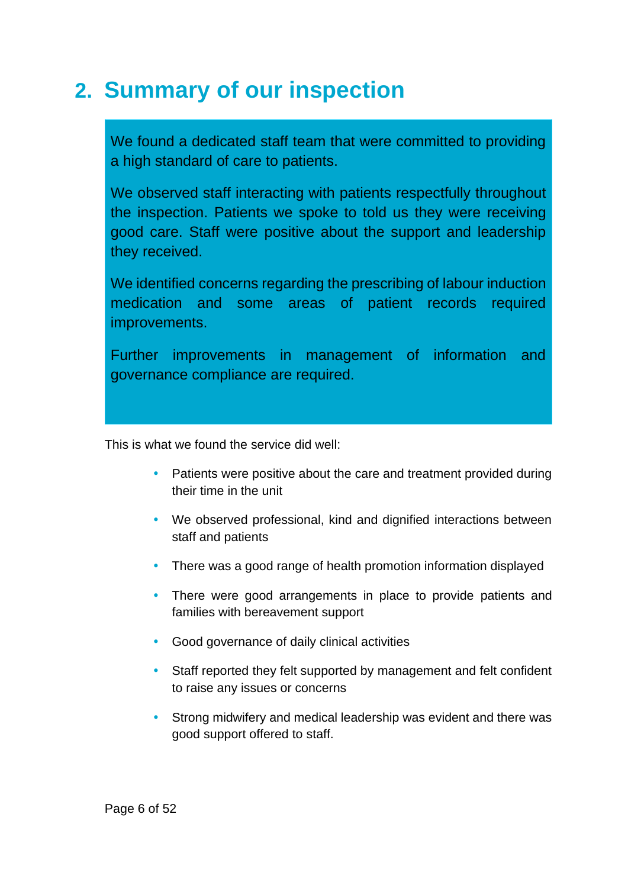## 2. Summary of our inspection

We found a dedicated staff team that were committed to providing a high standard of care to patients.

We observed staff interacting with patients respectfully throughout the inspection. Patients we spoke to told us they were receiving good care. Staff were positive about the support and leadership they received.

We identified concerns regarding the prescribing of labour induction medication and some areas of patient records required improvements.

Further improvements in management of information and governance compliance are required.

This is what we found the service did well:

- Patients were positive about the care and treatment provided during their time in the unit
- We observed professional, kind and dignified interactions between staff and patients
- There was a good range of health promotion information displayed
- There were good arrangements in place to provide patients and families with bereavement support
- Good governance of daily clinical activities
- Staff reported they felt supported by management and felt confident to raise any issues or concerns
- Strong midwifery and medical leadership was evident and there was good support offered to staff.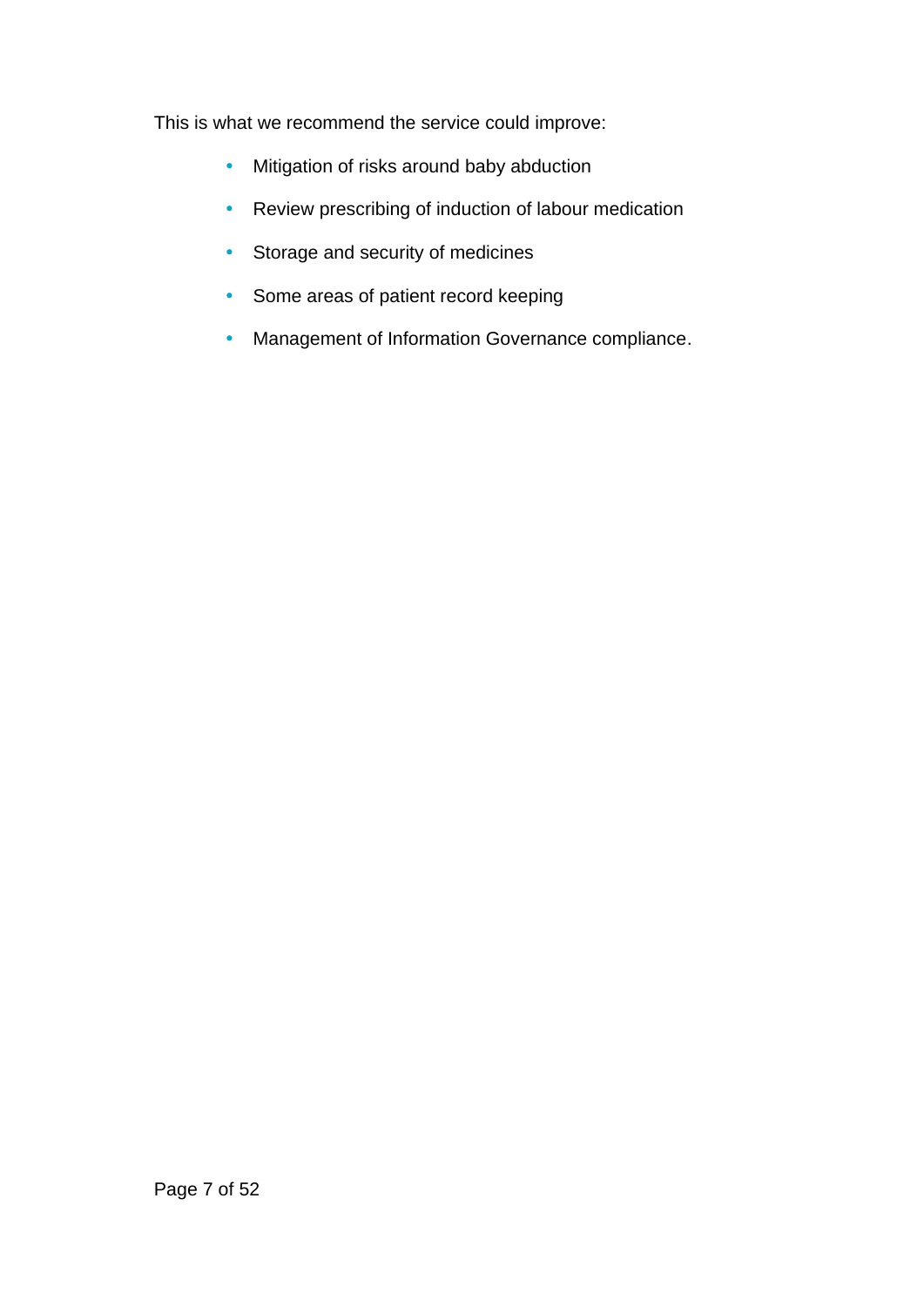This is what we recommend the service could improve:

- Mitigation of risks around baby abduction
- Review prescribing of induction of labour medication
- Storage and security of medicines
- Some areas of patient record keeping
- Management of Information Governance compliance.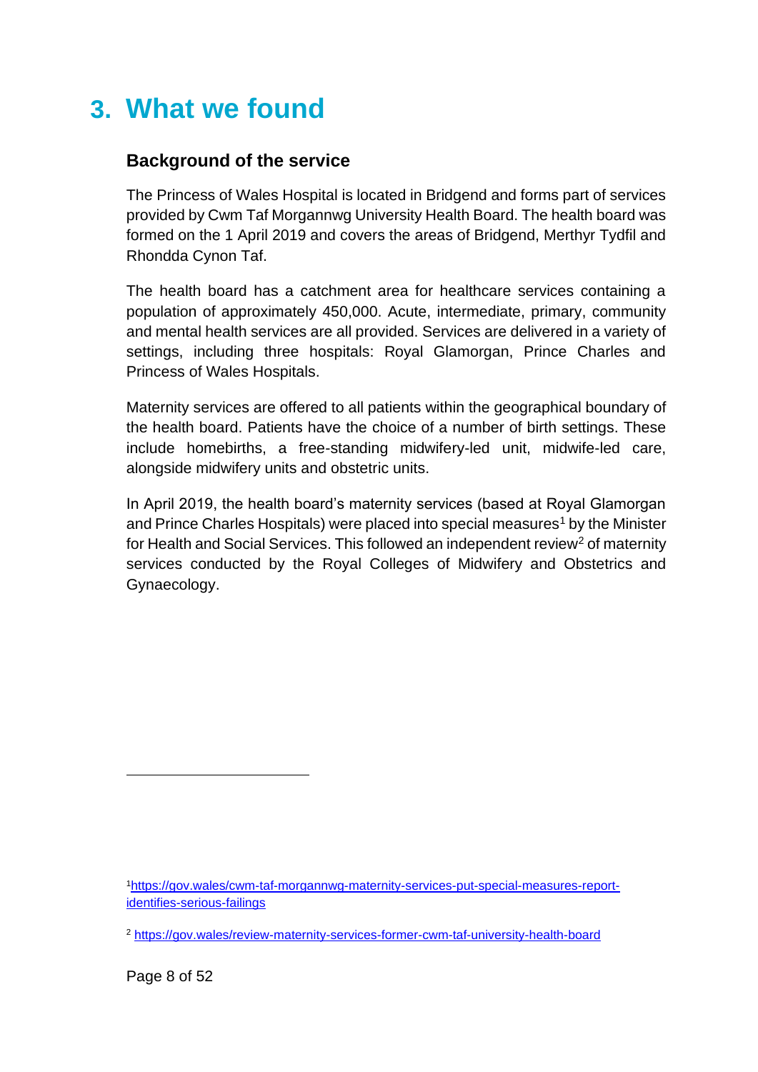# 3. What we found

## Background of the service

The Princess of Wales Hospital is located in Bridgend and forms part of services provided by Cwm Taf Morgannwg University Health Board. The health board was formed on the 1 April 2019 and covers the areas of Bridgend, Merthyr Tydfil and Rhondda Cynon Taf.

The health board has a catchment area for healthcare services containing a population of approximately 450,000. Acute, intermediate, primary, community and mental health services are all provided. Services are delivered in a variety of settings, including three hospitals: Royal Glamorgan, Prince Charles and Princess of Wales Hospitals.

Maternity services are offered to all patients within the geographical boundary of the health board. Patients have the choice of a number of birth settings. These include homebirths, a free-standing midwifery-led unit, midwife-led care, alongside midwifery units and obstetric units.

In April 2019, the health board's maternity services (based at Royal Glamorgan and Prince Charles Hospitals) were placed into special measures[1] by the Minister for Health and Social Services. This followed an independent review[2] of maternity services conducted by the Royal Colleges of Midwifery and Obstetrics and Gynaecology.

---

[1] https://gov.wales/cwm-taf-morgannwg-maternity-services-put-special-measures-report-identifies-serious-failings

[2] https://gov.wales/review-maternity-services-former-cwm-taf-university-health-board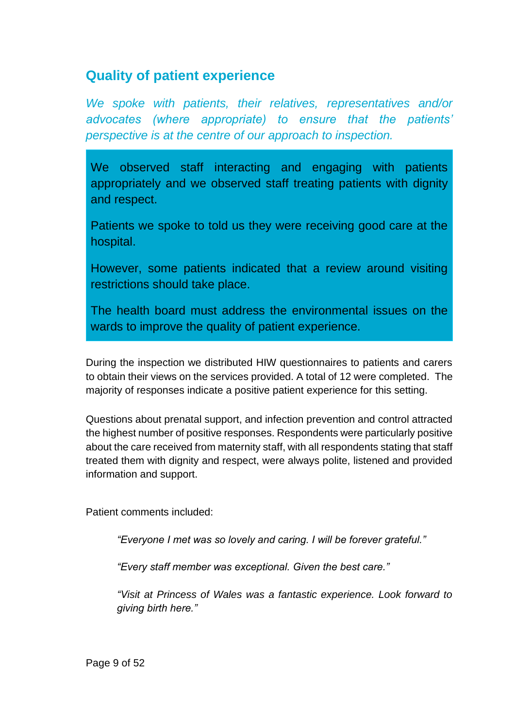## Quality of patient experience

*We spoke with patients, their relatives, representatives and/or advocates (where appropriate) to ensure that the patients' perspective is at the centre of our approach to inspection.*

> We observed staff interacting and engaging with patients appropriately and we observed staff treating patients with dignity and respect.
>
> Patients we spoke to told us they were receiving good care at the hospital.
>
> However, some patients indicated that a review around visiting restrictions should take place.
>
> The health board must address the environmental issues on the wards to improve the quality of patient experience.

During the inspection we distributed HIW questionnaires to patients and carers to obtain their views on the services provided. A total of 12 were completed. The majority of responses indicate a positive patient experience for this setting.

Questions about prenatal support, and infection prevention and control attracted the highest number of positive responses. Respondents were particularly positive about the care received from maternity staff, with all respondents stating that staff treated them with dignity and respect, were always polite, listened and provided information and support.

Patient comments included:

> *"Everyone I met was so lovely and caring. I will be forever grateful."*
>
> *"Every staff member was exceptional. Given the best care."*
>
> *"Visit at Princess of Wales was a fantastic experience. Look forward to giving birth here."*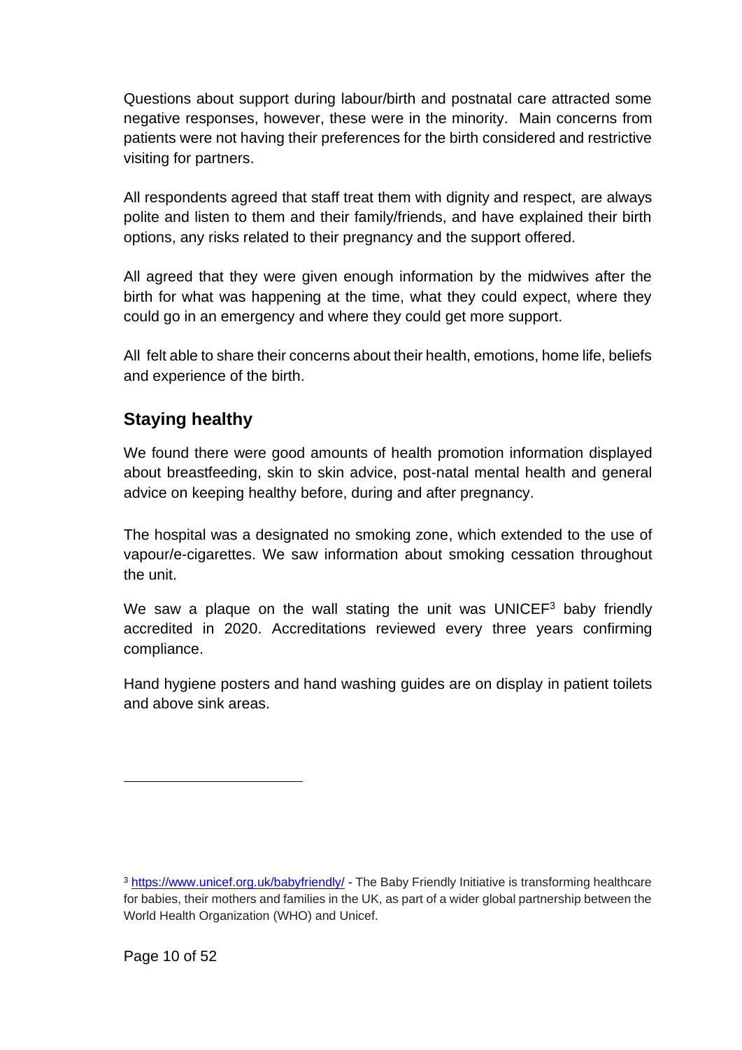Questions about support during labour/birth and postnatal care attracted some negative responses, however, these were in the minority. Main concerns from patients were not having their preferences for the birth considered and restrictive visiting for partners.

All respondents agreed that staff treat them with dignity and respect, are always polite and listen to them and their family/friends, and have explained their birth options, any risks related to their pregnancy and the support offered.

All agreed that they were given enough information by the midwives after the birth for what was happening at the time, what they could expect, where they could go in an emergency and where they could get more support.

All felt able to share their concerns about their health, emotions, home life, beliefs and experience of the birth.

## Staying healthy

We found there were good amounts of health promotion information displayed about breastfeeding, skin to skin advice, post-natal mental health and general advice on keeping healthy before, during and after pregnancy.

The hospital was a designated no smoking zone, which extended to the use of vapour/e-cigarettes. We saw information about smoking cessation throughout the unit.

We saw a plaque on the wall stating the unit was UNICEF[3] baby friendly accredited in 2020. Accreditations reviewed every three years confirming compliance.

Hand hygiene posters and hand washing guides are on display in patient toilets and above sink areas.

---

[3] https://www.unicef.org.uk/babyfriendly/ - The Baby Friendly Initiative is transforming healthcare for babies, their mothers and families in the UK, as part of a wider global partnership between the World Health Organization (WHO) and Unicef.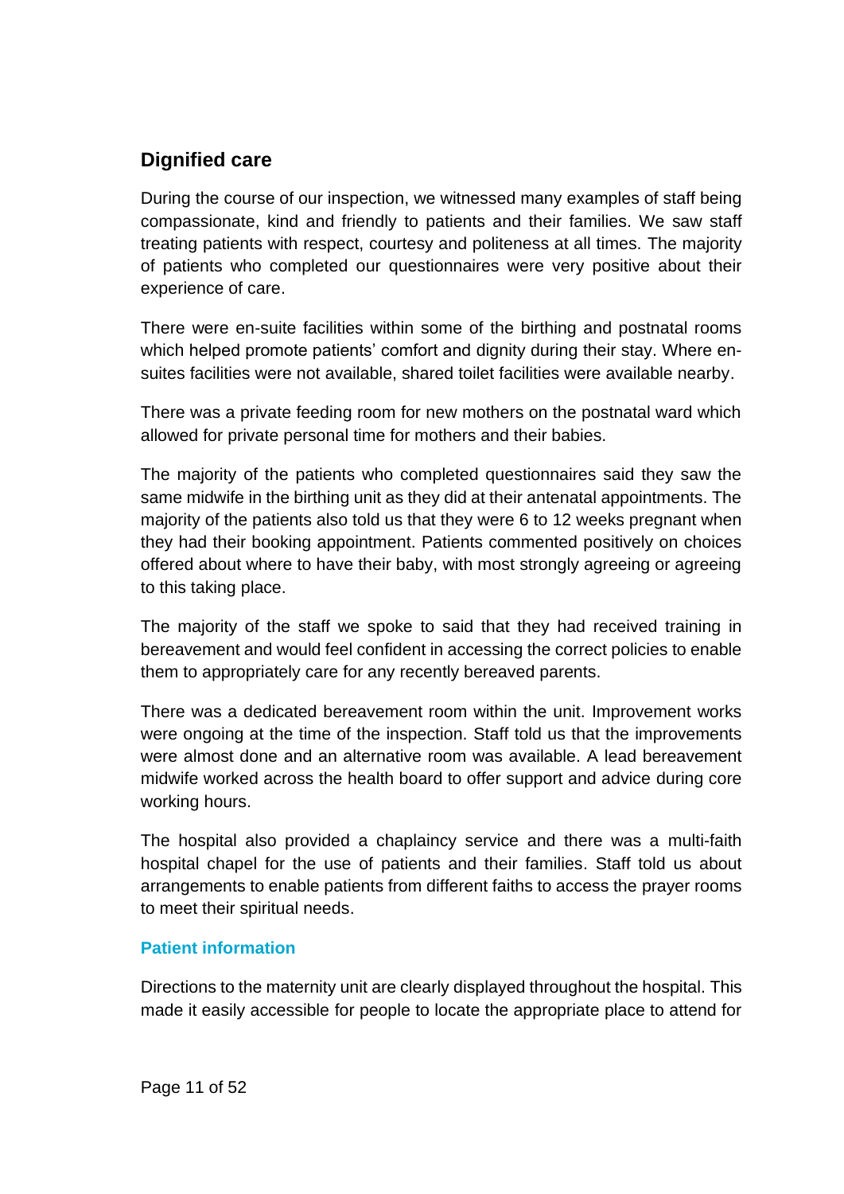## Dignified care

During the course of our inspection, we witnessed many examples of staff being compassionate, kind and friendly to patients and their families. We saw staff treating patients with respect, courtesy and politeness at all times. The majority of patients who completed our questionnaires were very positive about their experience of care.

There were en-suite facilities within some of the birthing and postnatal rooms which helped promote patients' comfort and dignity during their stay. Where en-suites facilities were not available, shared toilet facilities were available nearby.

There was a private feeding room for new mothers on the postnatal ward which allowed for private personal time for mothers and their babies.

The majority of the patients who completed questionnaires said they saw the same midwife in the birthing unit as they did at their antenatal appointments. The majority of the patients also told us that they were 6 to 12 weeks pregnant when they had their booking appointment. Patients commented positively on choices offered about where to have their baby, with most strongly agreeing or agreeing to this taking place.

The majority of the staff we spoke to said that they had received training in bereavement and would feel confident in accessing the correct policies to enable them to appropriately care for any recently bereaved parents.

There was a dedicated bereavement room within the unit. Improvement works were ongoing at the time of the inspection. Staff told us that the improvements were almost done and an alternative room was available. A lead bereavement midwife worked across the health board to offer support and advice during core working hours.

The hospital also provided a chaplaincy service and there was a multi-faith hospital chapel for the use of patients and their families. Staff told us about arrangements to enable patients from different faiths to access the prayer rooms to meet their spiritual needs.

### Patient information

Directions to the maternity unit are clearly displayed throughout the hospital. This made it easily accessible for people to locate the appropriate place to attend for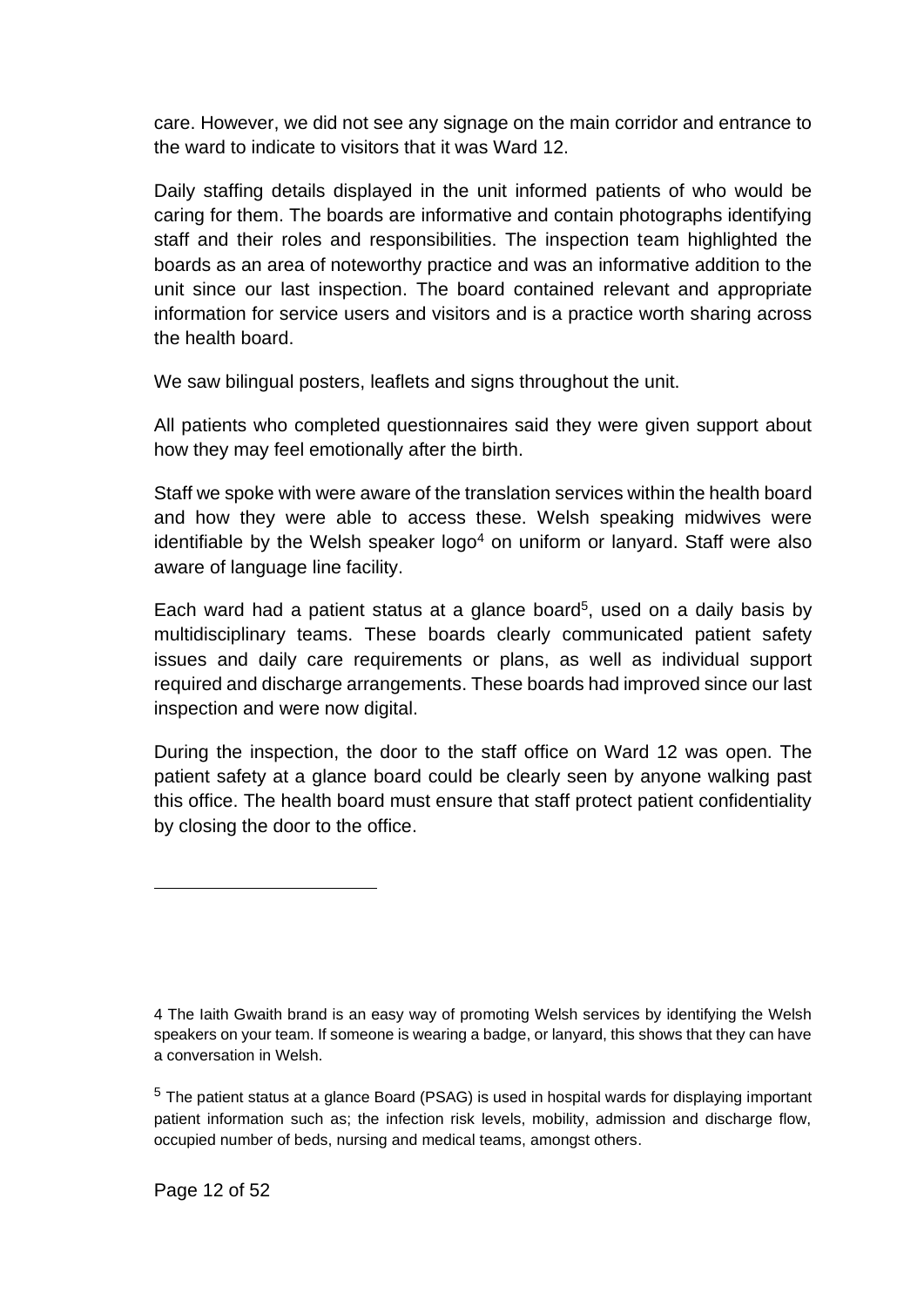care. However, we did not see any signage on the main corridor and entrance to the ward to indicate to visitors that it was Ward 12.

Daily staffing details displayed in the unit informed patients of who would be caring for them. The boards are informative and contain photographs identifying staff and their roles and responsibilities. The inspection team highlighted the boards as an area of noteworthy practice and was an informative addition to the unit since our last inspection. The board contained relevant and appropriate information for service users and visitors and is a practice worth sharing across the health board.

We saw bilingual posters, leaflets and signs throughout the unit.

All patients who completed questionnaires said they were given support about how they may feel emotionally after the birth.

Staff we spoke with were aware of the translation services within the health board and how they were able to access these. Welsh speaking midwives were identifiable by the Welsh speaker logo[4] on uniform or lanyard. Staff were also aware of language line facility.

Each ward had a patient status at a glance board[5], used on a daily basis by multidisciplinary teams. These boards clearly communicated patient safety issues and daily care requirements or plans, as well as individual support required and discharge arrangements. These boards had improved since our last inspection and were now digital.

During the inspection, the door to the staff office on Ward 12 was open. The patient safety at a glance board could be clearly seen by anyone walking past this office. The health board must ensure that staff protect patient confidentiality by closing the door to the office.

---

4 The Iaith Gwaith brand is an easy way of promoting Welsh services by identifying the Welsh speakers on your team. If someone is wearing a badge, or lanyard, this shows that they can have a conversation in Welsh.

5 The patient status at a glance Board (PSAG) is used in hospital wards for displaying important patient information such as; the infection risk levels, mobility, admission and discharge flow, occupied number of beds, nursing and medical teams, amongst others.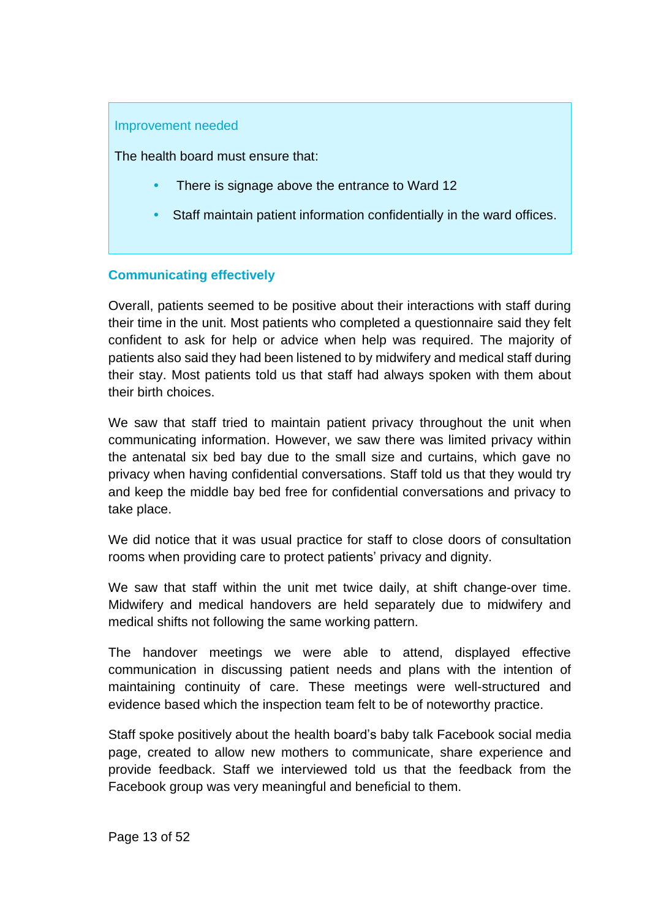Improvement needed

The health board must ensure that:

- There is signage above the entrance to Ward 12
- Staff maintain patient information confidentially in the ward offices.

### Communicating effectively

Overall, patients seemed to be positive about their interactions with staff during their time in the unit. Most patients who completed a questionnaire said they felt confident to ask for help or advice when help was required. The majority of patients also said they had been listened to by midwifery and medical staff during their stay. Most patients told us that staff had always spoken with them about their birth choices.

We saw that staff tried to maintain patient privacy throughout the unit when communicating information. However, we saw there was limited privacy within the antenatal six bed bay due to the small size and curtains, which gave no privacy when having confidential conversations. Staff told us that they would try and keep the middle bay bed free for confidential conversations and privacy to take place.

We did notice that it was usual practice for staff to close doors of consultation rooms when providing care to protect patients' privacy and dignity.

We saw that staff within the unit met twice daily, at shift change-over time. Midwifery and medical handovers are held separately due to midwifery and medical shifts not following the same working pattern.

The handover meetings we were able to attend, displayed effective communication in discussing patient needs and plans with the intention of maintaining continuity of care. These meetings were well-structured and evidence based which the inspection team felt to be of noteworthy practice.

Staff spoke positively about the health board's baby talk Facebook social media page, created to allow new mothers to communicate, share experience and provide feedback. Staff we interviewed told us that the feedback from the Facebook group was very meaningful and beneficial to them.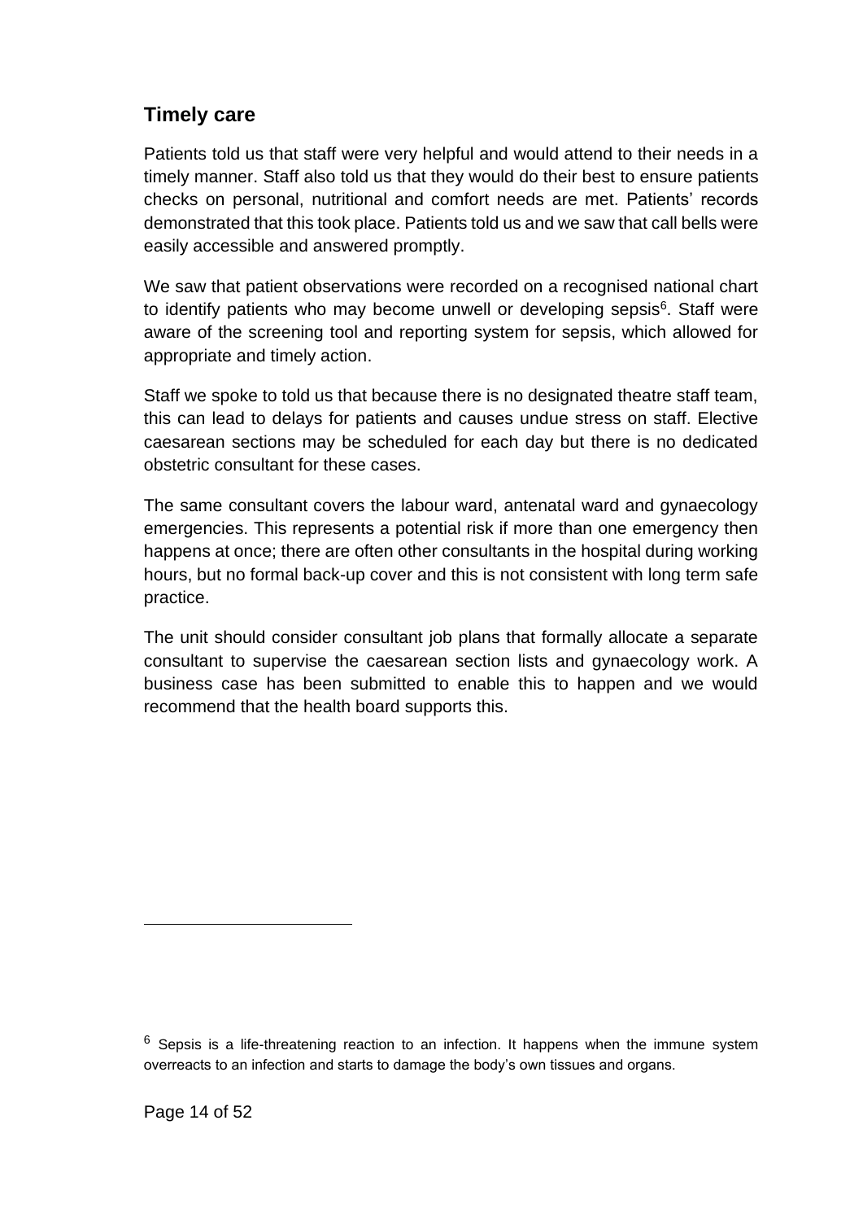## Timely care

Patients told us that staff were very helpful and would attend to their needs in a timely manner. Staff also told us that they would do their best to ensure patients checks on personal, nutritional and comfort needs are met. Patients' records demonstrated that this took place. Patients told us and we saw that call bells were easily accessible and answered promptly.

We saw that patient observations were recorded on a recognised national chart to identify patients who may become unwell or developing sepsis[6]. Staff were aware of the screening tool and reporting system for sepsis, which allowed for appropriate and timely action.

Staff we spoke to told us that because there is no designated theatre staff team, this can lead to delays for patients and causes undue stress on staff. Elective caesarean sections may be scheduled for each day but there is no dedicated obstetric consultant for these cases.

The same consultant covers the labour ward, antenatal ward and gynaecology emergencies. This represents a potential risk if more than one emergency then happens at once; there are often other consultants in the hospital during working hours, but no formal back-up cover and this is not consistent with long term safe practice.

The unit should consider consultant job plans that formally allocate a separate consultant to supervise the caesarean section lists and gynaecology work. A business case has been submitted to enable this to happen and we would recommend that the health board supports this.

---

[6] Sepsis is a life-threatening reaction to an infection. It happens when the immune system overreacts to an infection and starts to damage the body's own tissues and organs.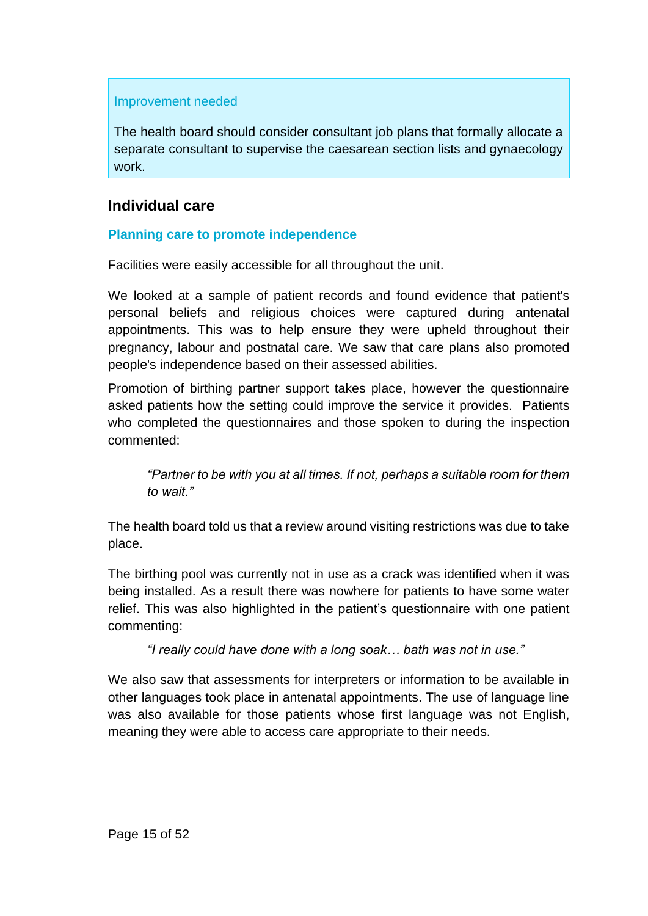Improvement needed

The health board should consider consultant job plans that formally allocate a separate consultant to supervise the caesarean section lists and gynaecology work.

## Individual care

### Planning care to promote independence

Facilities were easily accessible for all throughout the unit.

We looked at a sample of patient records and found evidence that patient's personal beliefs and religious choices were captured during antenatal appointments. This was to help ensure they were upheld throughout their pregnancy, labour and postnatal care. We saw that care plans also promoted people's independence based on their assessed abilities.

Promotion of birthing partner support takes place, however the questionnaire asked patients how the setting could improve the service it provides. Patients who completed the questionnaires and those spoken to during the inspection commented:

> *"Partner to be with you at all times. If not, perhaps a suitable room for them to wait."*

The health board told us that a review around visiting restrictions was due to take place.

The birthing pool was currently not in use as a crack was identified when it was being installed. As a result there was nowhere for patients to have some water relief. This was also highlighted in the patient's questionnaire with one patient commenting:

> *"I really could have done with a long soak… bath was not in use."*

We also saw that assessments for interpreters or information to be available in other languages took place in antenatal appointments. The use of language line was also available for those patients whose first language was not English, meaning they were able to access care appropriate to their needs.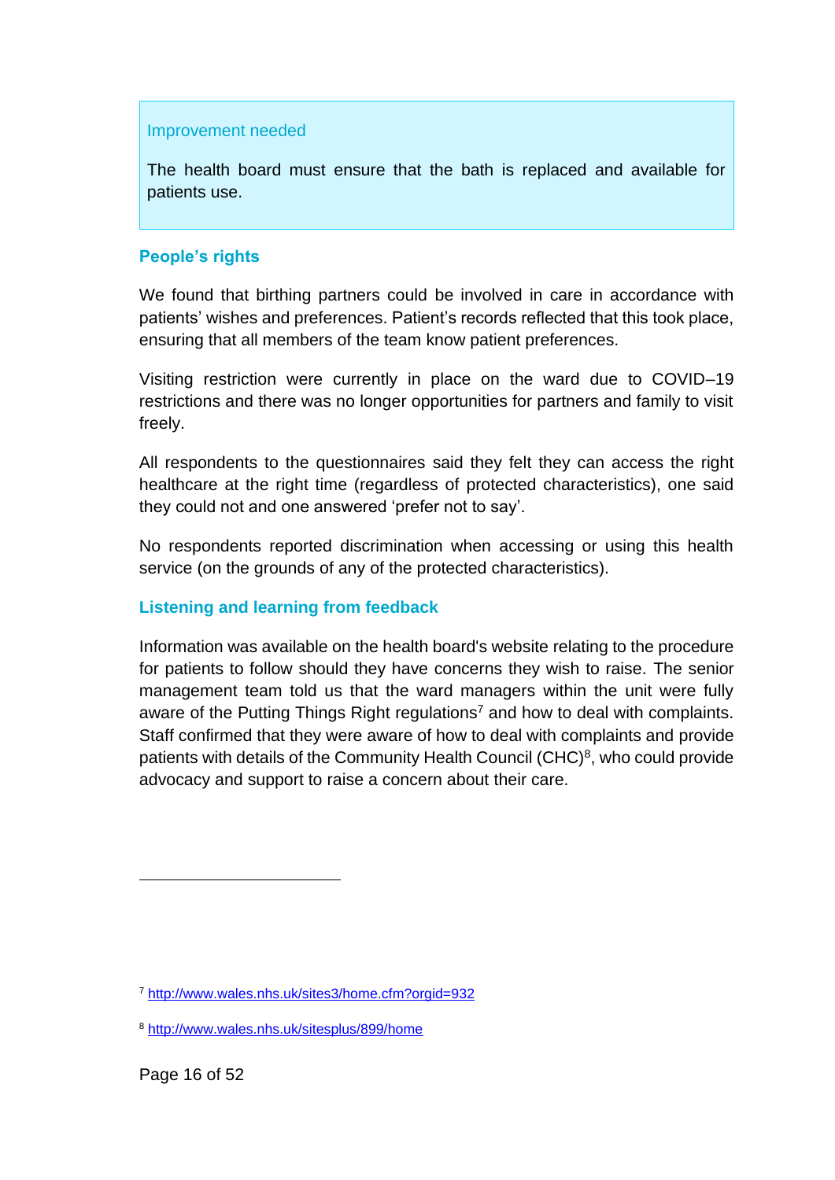**Improvement needed**

The health board must ensure that the bath is replaced and available for patients use.

### People's rights

We found that birthing partners could be involved in care in accordance with patients' wishes and preferences. Patient's records reflected that this took place, ensuring that all members of the team know patient preferences.

Visiting restriction were currently in place on the ward due to COVID–19 restrictions and there was no longer opportunities for partners and family to visit freely.

All respondents to the questionnaires said they felt they can access the right healthcare at the right time (regardless of protected characteristics), one said they could not and one answered 'prefer not to say'.

No respondents reported discrimination when accessing or using this health service (on the grounds of any of the protected characteristics).

### Listening and learning from feedback

Information was available on the health board's website relating to the procedure for patients to follow should they have concerns they wish to raise. The senior management team told us that the ward managers within the unit were fully aware of the Putting Things Right regulations[7] and how to deal with complaints. Staff confirmed that they were aware of how to deal with complaints and provide patients with details of the Community Health Council (CHC)[8], who could provide advocacy and support to raise a concern about their care.

---

[7] http://www.wales.nhs.uk/sites3/home.cfm?orgid=932

[8] http://www.wales.nhs.uk/sitesplus/899/home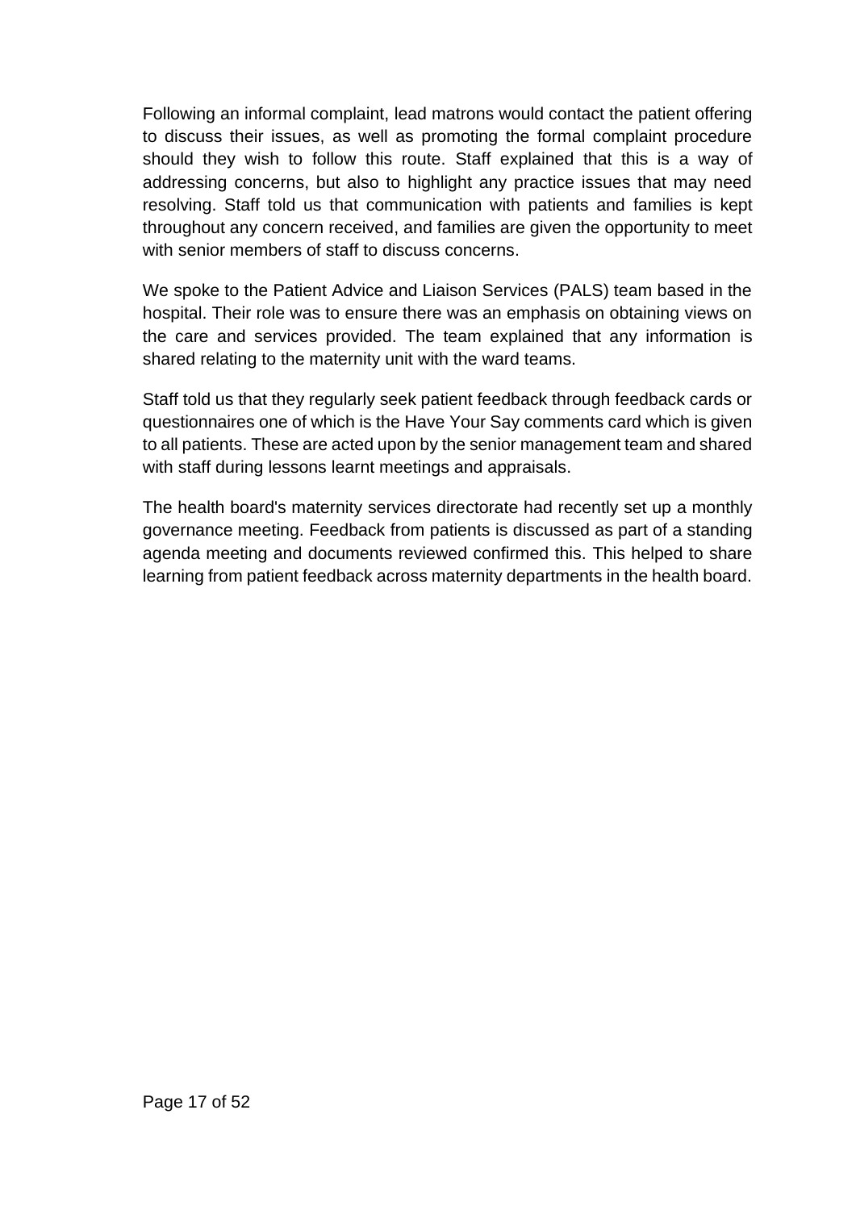Following an informal complaint, lead matrons would contact the patient offering to discuss their issues, as well as promoting the formal complaint procedure should they wish to follow this route. Staff explained that this is a way of addressing concerns, but also to highlight any practice issues that may need resolving. Staff told us that communication with patients and families is kept throughout any concern received, and families are given the opportunity to meet with senior members of staff to discuss concerns.

We spoke to the Patient Advice and Liaison Services (PALS) team based in the hospital. Their role was to ensure there was an emphasis on obtaining views on the care and services provided. The team explained that any information is shared relating to the maternity unit with the ward teams.

Staff told us that they regularly seek patient feedback through feedback cards or questionnaires one of which is the Have Your Say comments card which is given to all patients. These are acted upon by the senior management team and shared with staff during lessons learnt meetings and appraisals.

The health board's maternity services directorate had recently set up a monthly governance meeting. Feedback from patients is discussed as part of a standing agenda meeting and documents reviewed confirmed this. This helped to share learning from patient feedback across maternity departments in the health board.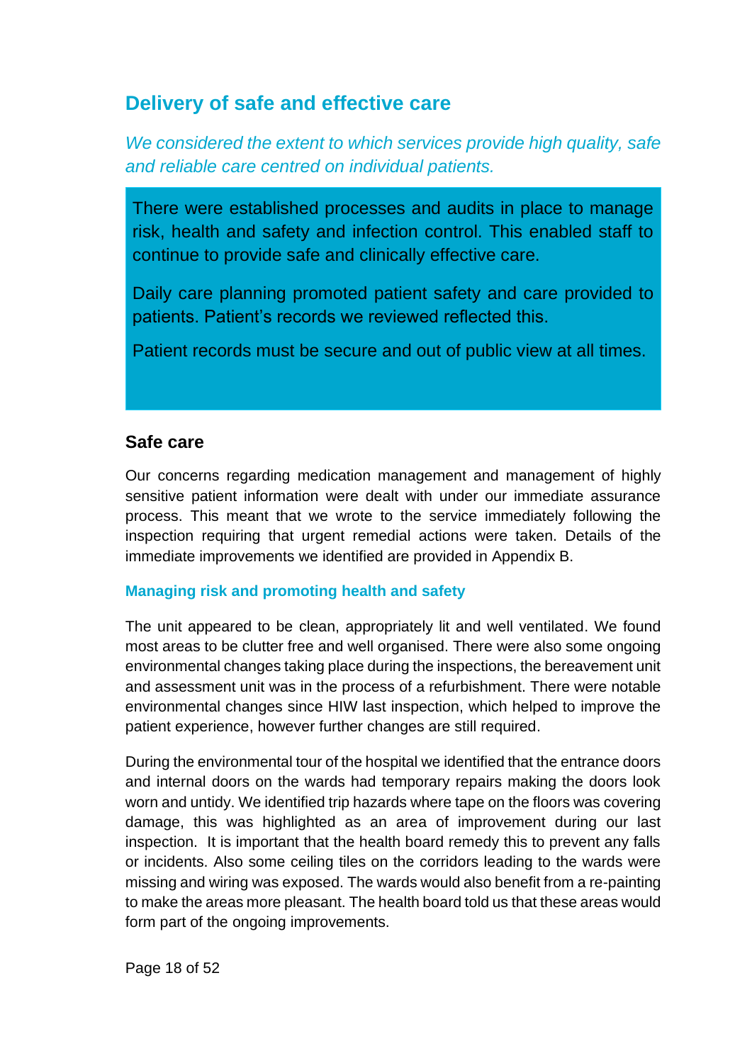## Delivery of safe and effective care

*We considered the extent to which services provide high quality, safe and reliable care centred on individual patients.*

There were established processes and audits in place to manage risk, health and safety and infection control. This enabled staff to continue to provide safe and clinically effective care.

Daily care planning promoted patient safety and care provided to patients. Patient's records we reviewed reflected this.

Patient records must be secure and out of public view at all times.

### Safe care

Our concerns regarding medication management and management of highly sensitive patient information were dealt with under our immediate assurance process. This meant that we wrote to the service immediately following the inspection requiring that urgent remedial actions were taken. Details of the immediate improvements we identified are provided in Appendix B.

#### Managing risk and promoting health and safety

The unit appeared to be clean, appropriately lit and well ventilated. We found most areas to be clutter free and well organised. There were also some ongoing environmental changes taking place during the inspections, the bereavement unit and assessment unit was in the process of a refurbishment. There were notable environmental changes since HIW last inspection, which helped to improve the patient experience, however further changes are still required.

During the environmental tour of the hospital we identified that the entrance doors and internal doors on the wards had temporary repairs making the doors look worn and untidy. We identified trip hazards where tape on the floors was covering damage, this was highlighted as an area of improvement during our last inspection. It is important that the health board remedy this to prevent any falls or incidents. Also some ceiling tiles on the corridors leading to the wards were missing and wiring was exposed. The wards would also benefit from a re-painting to make the areas more pleasant. The health board told us that these areas would form part of the ongoing improvements.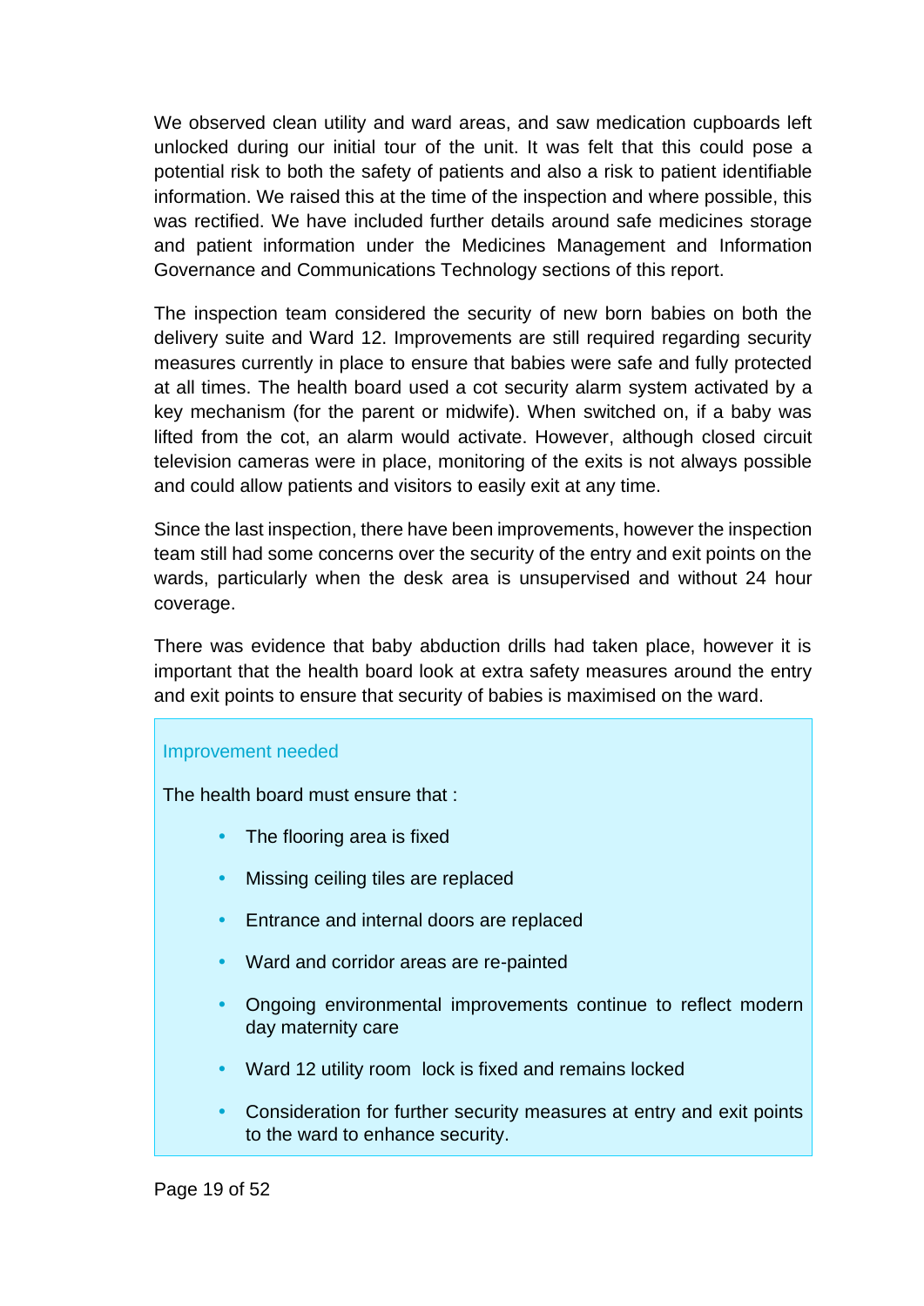We observed clean utility and ward areas, and saw medication cupboards left unlocked during our initial tour of the unit. It was felt that this could pose a potential risk to both the safety of patients and also a risk to patient identifiable information. We raised this at the time of the inspection and where possible, this was rectified. We have included further details around safe medicines storage and patient information under the Medicines Management and Information Governance and Communications Technology sections of this report.

The inspection team considered the security of new born babies on both the delivery suite and Ward 12. Improvements are still required regarding security measures currently in place to ensure that babies were safe and fully protected at all times. The health board used a cot security alarm system activated by a key mechanism (for the parent or midwife). When switched on, if a baby was lifted from the cot, an alarm would activate. However, although closed circuit television cameras were in place, monitoring of the exits is not always possible and could allow patients and visitors to easily exit at any time.

Since the last inspection, there have been improvements, however the inspection team still had some concerns over the security of the entry and exit points on the wards, particularly when the desk area is unsupervised and without 24 hour coverage.

There was evidence that baby abduction drills had taken place, however it is important that the health board look at extra safety measures around the entry and exit points to ensure that security of babies is maximised on the ward.

**Improvement needed**

The health board must ensure that :

- The flooring area is fixed
- Missing ceiling tiles are replaced
- Entrance and internal doors are replaced
- Ward and corridor areas are re-painted
- Ongoing environmental improvements continue to reflect modern day maternity care
- Ward 12 utility room lock is fixed and remains locked
- Consideration for further security measures at entry and exit points to the ward to enhance security.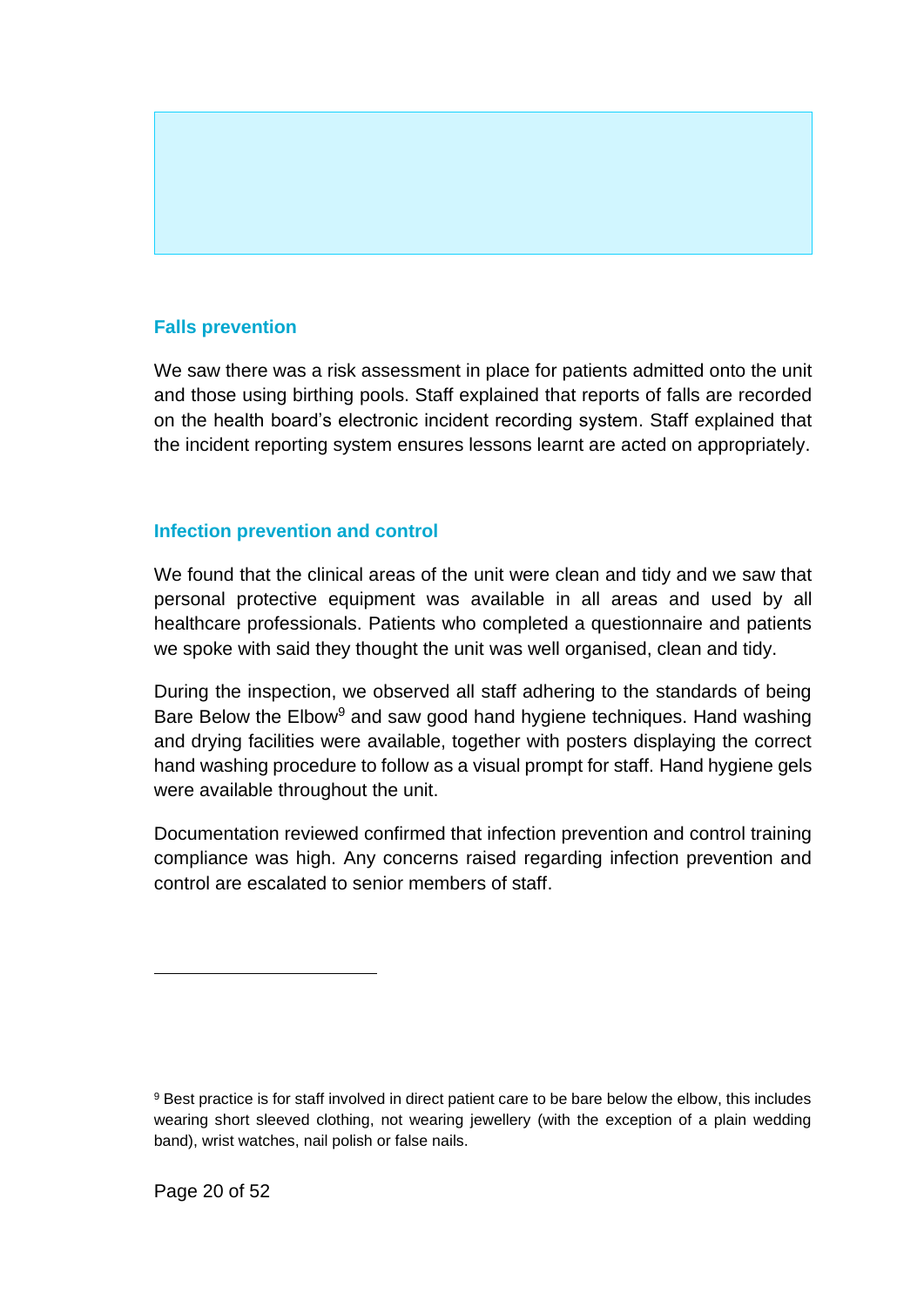### Falls prevention

We saw there was a risk assessment in place for patients admitted onto the unit and those using birthing pools. Staff explained that reports of falls are recorded on the health board's electronic incident recording system. Staff explained that the incident reporting system ensures lessons learnt are acted on appropriately.

### Infection prevention and control

We found that the clinical areas of the unit were clean and tidy and we saw that personal protective equipment was available in all areas and used by all healthcare professionals. Patients who completed a questionnaire and patients we spoke with said they thought the unit was well organised, clean and tidy.

During the inspection, we observed all staff adhering to the standards of being Bare Below the Elbow[9] and saw good hand hygiene techniques. Hand washing and drying facilities were available, together with posters displaying the correct hand washing procedure to follow as a visual prompt for staff. Hand hygiene gels were available throughout the unit.

Documentation reviewed confirmed that infection prevention and control training compliance was high. Any concerns raised regarding infection prevention and control are escalated to senior members of staff.

---

[9] Best practice is for staff involved in direct patient care to be bare below the elbow, this includes wearing short sleeved clothing, not wearing jewellery (with the exception of a plain wedding band), wrist watches, nail polish or false nails.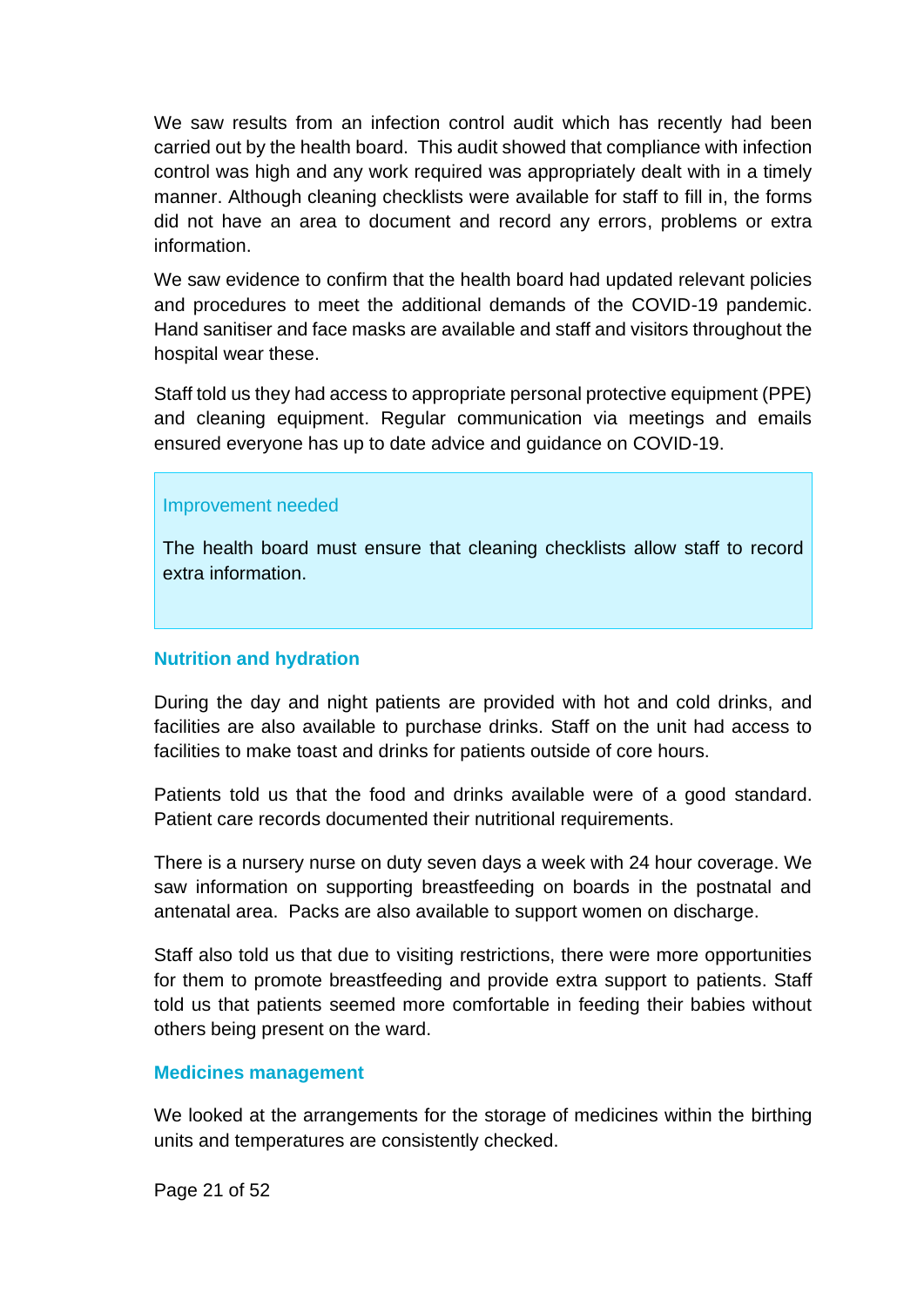We saw results from an infection control audit which has recently had been carried out by the health board. This audit showed that compliance with infection control was high and any work required was appropriately dealt with in a timely manner. Although cleaning checklists were available for staff to fill in, the forms did not have an area to document and record any errors, problems or extra information.

We saw evidence to confirm that the health board had updated relevant policies and procedures to meet the additional demands of the COVID-19 pandemic. Hand sanitiser and face masks are available and staff and visitors throughout the hospital wear these.

Staff told us they had access to appropriate personal protective equipment (PPE) and cleaning equipment. Regular communication via meetings and emails ensured everyone has up to date advice and guidance on COVID-19.

> **Improvement needed**
>
> The health board must ensure that cleaning checklists allow staff to record extra information.

### Nutrition and hydration

During the day and night patients are provided with hot and cold drinks, and facilities are also available to purchase drinks. Staff on the unit had access to facilities to make toast and drinks for patients outside of core hours.

Patients told us that the food and drinks available were of a good standard. Patient care records documented their nutritional requirements.

There is a nursery nurse on duty seven days a week with 24 hour coverage. We saw information on supporting breastfeeding on boards in the postnatal and antenatal area. Packs are also available to support women on discharge.

Staff also told us that due to visiting restrictions, there were more opportunities for them to promote breastfeeding and provide extra support to patients. Staff told us that patients seemed more comfortable in feeding their babies without others being present on the ward.

### Medicines management

We looked at the arrangements for the storage of medicines within the birthing units and temperatures are consistently checked.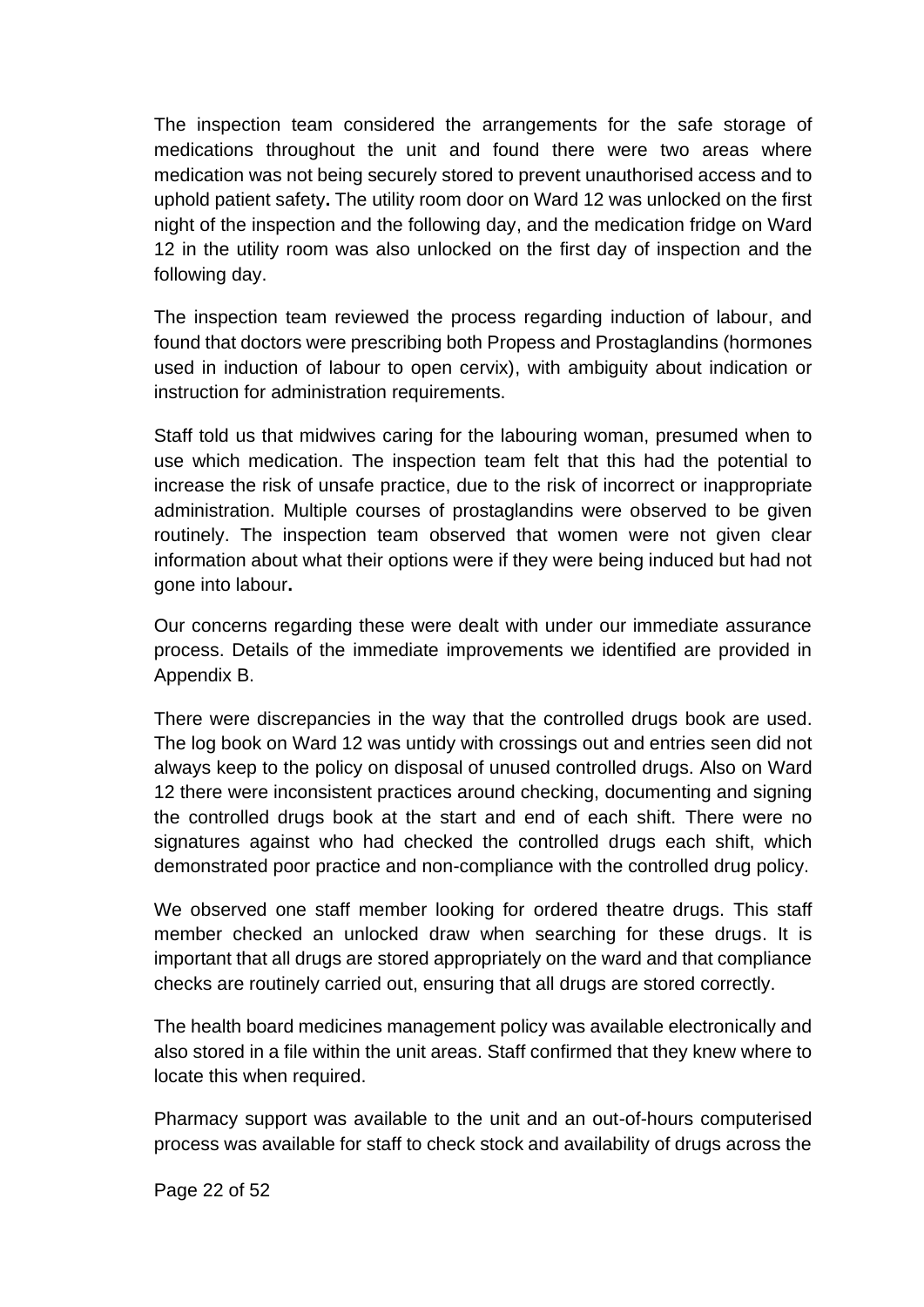The inspection team considered the arrangements for the safe storage of medications throughout the unit and found there were two areas where medication was not being securely stored to prevent unauthorised access and to uphold patient safety**.** The utility room door on Ward 12 was unlocked on the first night of the inspection and the following day, and the medication fridge on Ward 12 in the utility room was also unlocked on the first day of inspection and the following day.

The inspection team reviewed the process regarding induction of labour, and found that doctors were prescribing both Propess and Prostaglandins (hormones used in induction of labour to open cervix), with ambiguity about indication or instruction for administration requirements.

Staff told us that midwives caring for the labouring woman, presumed when to use which medication. The inspection team felt that this had the potential to increase the risk of unsafe practice, due to the risk of incorrect or inappropriate administration. Multiple courses of prostaglandins were observed to be given routinely. The inspection team observed that women were not given clear information about what their options were if they were being induced but had not gone into labour**.**

Our concerns regarding these were dealt with under our immediate assurance process. Details of the immediate improvements we identified are provided in Appendix B.

There were discrepancies in the way that the controlled drugs book are used. The log book on Ward 12 was untidy with crossings out and entries seen did not always keep to the policy on disposal of unused controlled drugs. Also on Ward 12 there were inconsistent practices around checking, documenting and signing the controlled drugs book at the start and end of each shift. There were no signatures against who had checked the controlled drugs each shift, which demonstrated poor practice and non-compliance with the controlled drug policy.

We observed one staff member looking for ordered theatre drugs. This staff member checked an unlocked draw when searching for these drugs. It is important that all drugs are stored appropriately on the ward and that compliance checks are routinely carried out, ensuring that all drugs are stored correctly.

The health board medicines management policy was available electronically and also stored in a file within the unit areas. Staff confirmed that they knew where to locate this when required.

Pharmacy support was available to the unit and an out-of-hours computerised process was available for staff to check stock and availability of drugs across the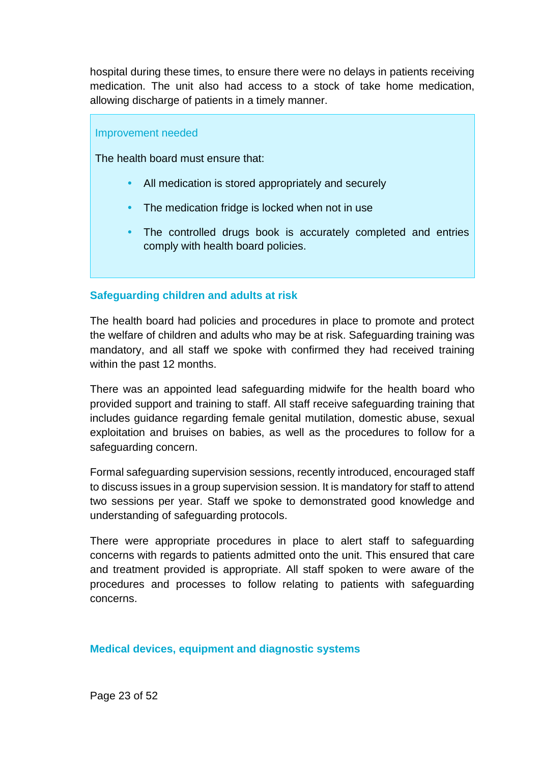hospital during these times, to ensure there were no delays in patients receiving medication. The unit also had access to a stock of take home medication, allowing discharge of patients in a timely manner.

**Improvement needed**

The health board must ensure that:

- All medication is stored appropriately and securely
- The medication fridge is locked when not in use
- The controlled drugs book is accurately completed and entries comply with health board policies.

### Safeguarding children and adults at risk

The health board had policies and procedures in place to promote and protect the welfare of children and adults who may be at risk. Safeguarding training was mandatory, and all staff we spoke with confirmed they had received training within the past 12 months.

There was an appointed lead safeguarding midwife for the health board who provided support and training to staff. All staff receive safeguarding training that includes guidance regarding female genital mutilation, domestic abuse, sexual exploitation and bruises on babies, as well as the procedures to follow for a safeguarding concern.

Formal safeguarding supervision sessions, recently introduced, encouraged staff to discuss issues in a group supervision session. It is mandatory for staff to attend two sessions per year. Staff we spoke to demonstrated good knowledge and understanding of safeguarding protocols.

There were appropriate procedures in place to alert staff to safeguarding concerns with regards to patients admitted onto the unit. This ensured that care and treatment provided is appropriate. All staff spoken to were aware of the procedures and processes to follow relating to patients with safeguarding concerns.

### Medical devices, equipment and diagnostic systems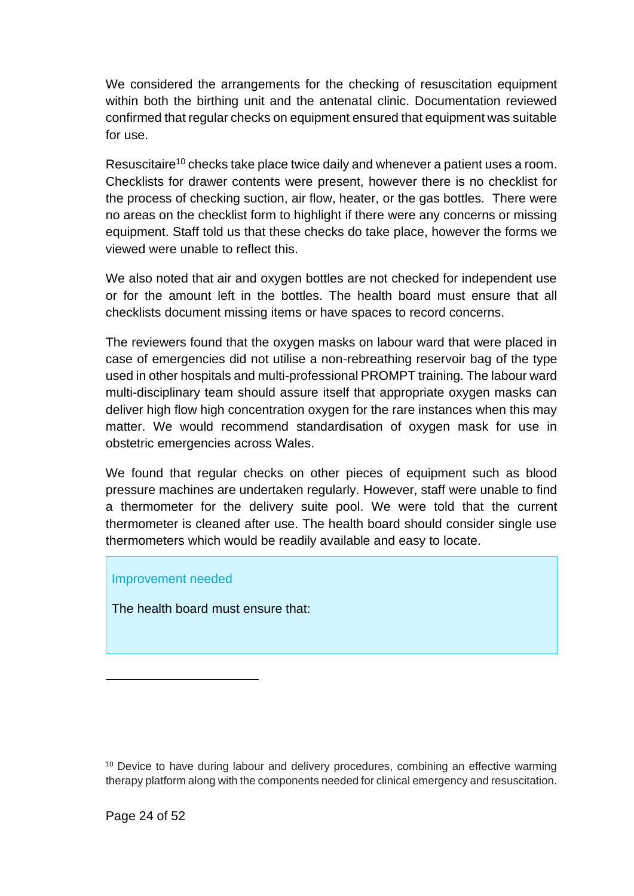We considered the arrangements for the checking of resuscitation equipment within both the birthing unit and the antenatal clinic. Documentation reviewed confirmed that regular checks on equipment ensured that equipment was suitable for use.

Resuscitaire[10] checks take place twice daily and whenever a patient uses a room. Checklists for drawer contents were present, however there is no checklist for the process of checking suction, air flow, heater, or the gas bottles. There were no areas on the checklist form to highlight if there were any concerns or missing equipment. Staff told us that these checks do take place, however the forms we viewed were unable to reflect this.

We also noted that air and oxygen bottles are not checked for independent use or for the amount left in the bottles. The health board must ensure that all checklists document missing items or have spaces to record concerns.

The reviewers found that the oxygen masks on labour ward that were placed in case of emergencies did not utilise a non-rebreathing reservoir bag of the type used in other hospitals and multi-professional PROMPT training. The labour ward multi-disciplinary team should assure itself that appropriate oxygen masks can deliver high flow high concentration oxygen for the rare instances when this may matter. We would recommend standardisation of oxygen mask for use in obstetric emergencies across Wales.

We found that regular checks on other pieces of equipment such as blood pressure machines are undertaken regularly. However, staff were unable to find a thermometer for the delivery suite pool. We were told that the current thermometer is cleaned after use. The health board should consider single use thermometers which would be readily available and easy to locate.

**Improvement needed**

The health board must ensure that:

---

[10] Device to have during labour and delivery procedures, combining an effective warming therapy platform along with the components needed for clinical emergency and resuscitation.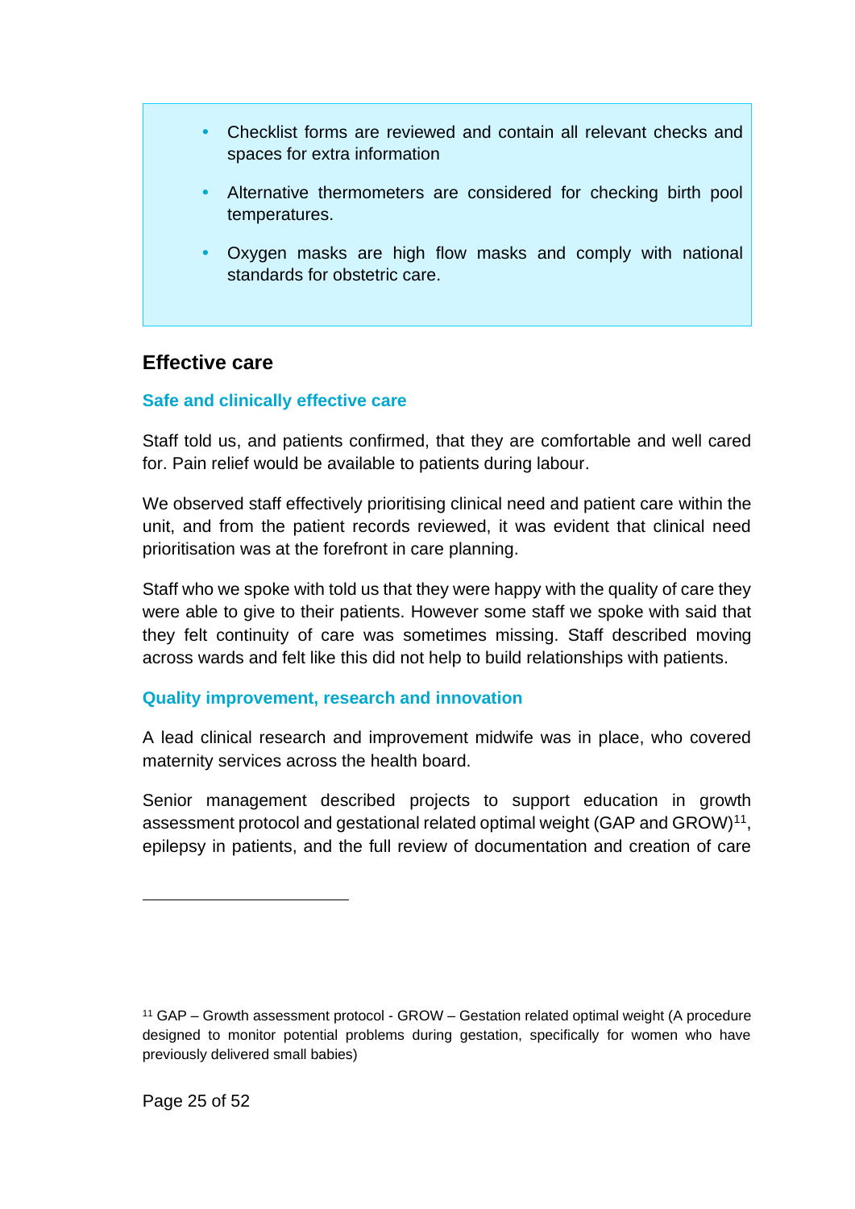- Checklist forms are reviewed and contain all relevant checks and spaces for extra information
- Alternative thermometers are considered for checking birth pool temperatures.
- Oxygen masks are high flow masks and comply with national standards for obstetric care.

## Effective care

### Safe and clinically effective care

Staff told us, and patients confirmed, that they are comfortable and well cared for. Pain relief would be available to patients during labour.

We observed staff effectively prioritising clinical need and patient care within the unit, and from the patient records reviewed, it was evident that clinical need prioritisation was at the forefront in care planning.

Staff who we spoke with told us that they were happy with the quality of care they were able to give to their patients. However some staff we spoke with said that they felt continuity of care was sometimes missing. Staff described moving across wards and felt like this did not help to build relationships with patients.

### Quality improvement, research and innovation

A lead clinical research and improvement midwife was in place, who covered maternity services across the health board.

Senior management described projects to support education in growth assessment protocol and gestational related optimal weight (GAP and GROW)[11], epilepsy in patients, and the full review of documentation and creation of care

[11] GAP – Growth assessment protocol - GROW – Gestation related optimal weight (A procedure designed to monitor potential problems during gestation, specifically for women who have previously delivered small babies)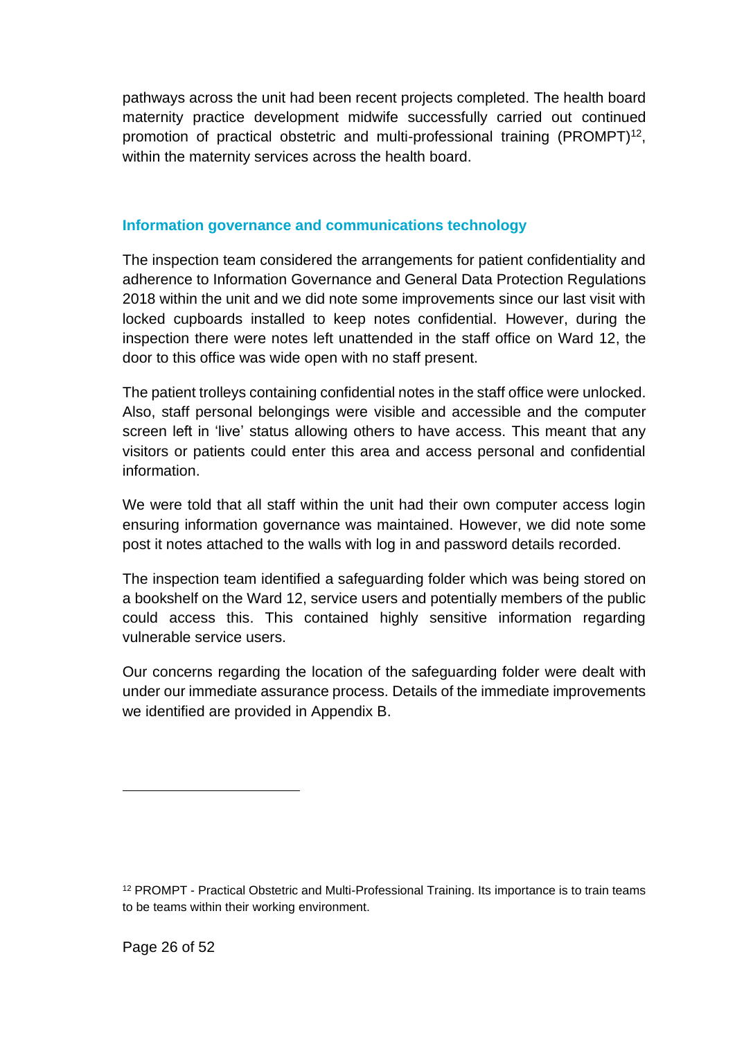pathways across the unit had been recent projects completed. The health board maternity practice development midwife successfully carried out continued promotion of practical obstetric and multi-professional training (PROMPT)[12], within the maternity services across the health board.

### Information governance and communications technology

The inspection team considered the arrangements for patient confidentiality and adherence to Information Governance and General Data Protection Regulations 2018 within the unit and we did note some improvements since our last visit with locked cupboards installed to keep notes confidential. However, during the inspection there were notes left unattended in the staff office on Ward 12, the door to this office was wide open with no staff present.

The patient trolleys containing confidential notes in the staff office were unlocked. Also, staff personal belongings were visible and accessible and the computer screen left in 'live' status allowing others to have access. This meant that any visitors or patients could enter this area and access personal and confidential information.

We were told that all staff within the unit had their own computer access login ensuring information governance was maintained. However, we did note some post it notes attached to the walls with log in and password details recorded.

The inspection team identified a safeguarding folder which was being stored on a bookshelf on the Ward 12, service users and potentially members of the public could access this. This contained highly sensitive information regarding vulnerable service users.

Our concerns regarding the location of the safeguarding folder were dealt with under our immediate assurance process. Details of the immediate improvements we identified are provided in Appendix B.

---

[12] PROMPT - Practical Obstetric and Multi-Professional Training. Its importance is to train teams to be teams within their working environment.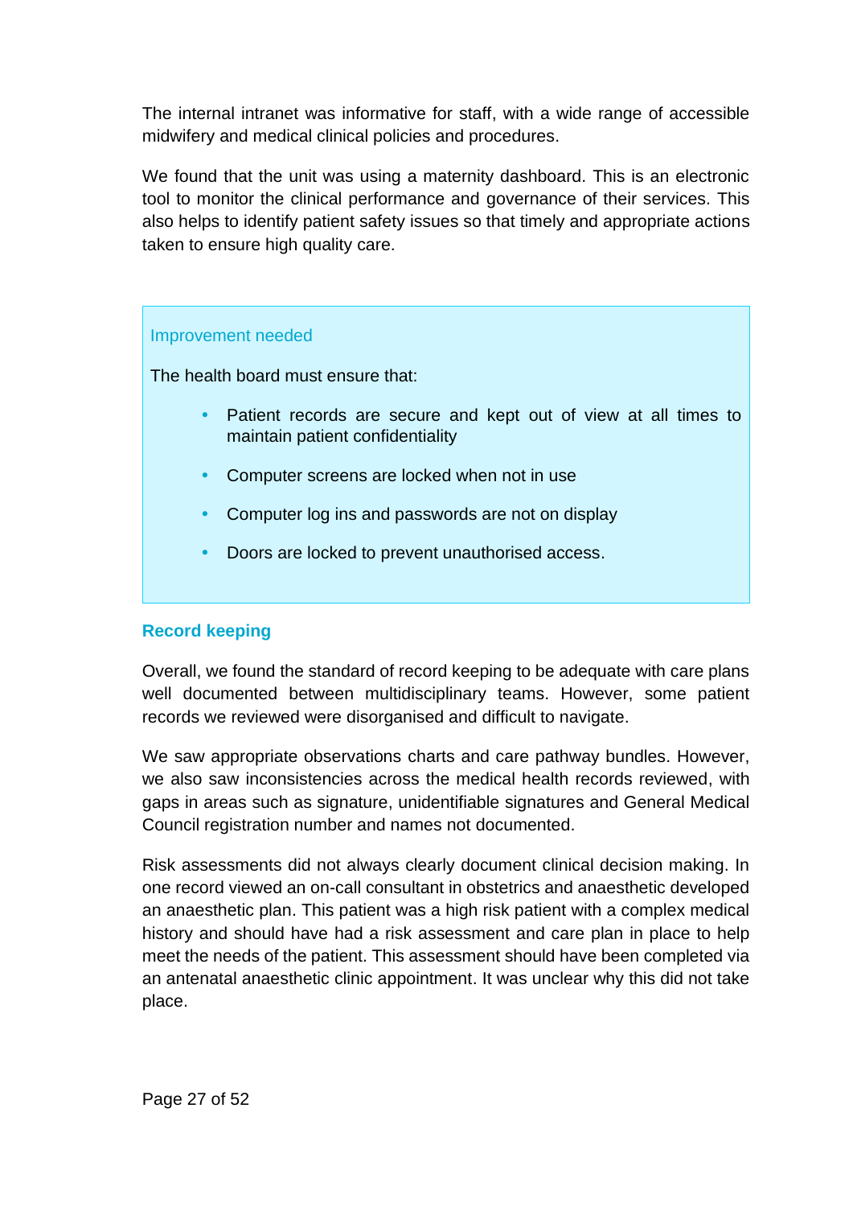The internal intranet was informative for staff, with a wide range of accessible midwifery and medical clinical policies and procedures.

We found that the unit was using a maternity dashboard. This is an electronic tool to monitor the clinical performance and governance of their services. This also helps to identify patient safety issues so that timely and appropriate actions taken to ensure high quality care.

**Improvement needed**

The health board must ensure that:

- Patient records are secure and kept out of view at all times to maintain patient confidentiality
- Computer screens are locked when not in use
- Computer log ins and passwords are not on display
- Doors are locked to prevent unauthorised access.

### Record keeping

Overall, we found the standard of record keeping to be adequate with care plans well documented between multidisciplinary teams. However, some patient records we reviewed were disorganised and difficult to navigate.

We saw appropriate observations charts and care pathway bundles. However, we also saw inconsistencies across the medical health records reviewed, with gaps in areas such as signature, unidentifiable signatures and General Medical Council registration number and names not documented.

Risk assessments did not always clearly document clinical decision making. In one record viewed an on-call consultant in obstetrics and anaesthetic developed an anaesthetic plan. This patient was a high risk patient with a complex medical history and should have had a risk assessment and care plan in place to help meet the needs of the patient. This assessment should have been completed via an antenatal anaesthetic clinic appointment. It was unclear why this did not take place.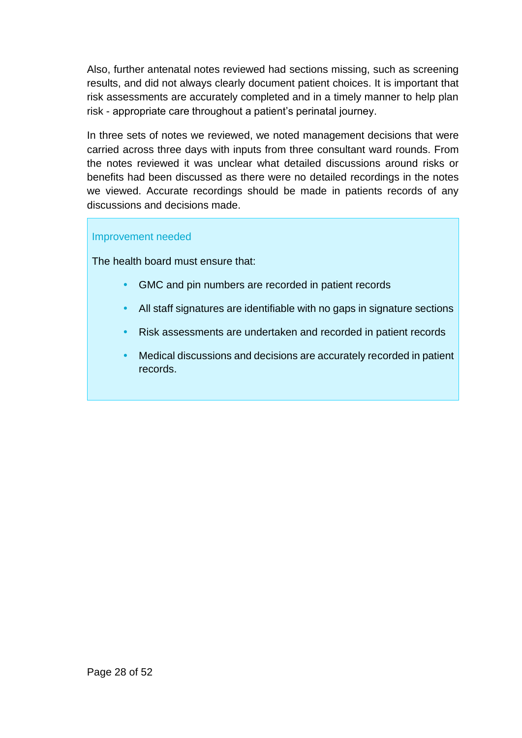Also, further antenatal notes reviewed had sections missing, such as screening results, and did not always clearly document patient choices. It is important that risk assessments are accurately completed and in a timely manner to help plan risk - appropriate care throughout a patient's perinatal journey.

In three sets of notes we reviewed, we noted management decisions that were carried across three days with inputs from three consultant ward rounds. From the notes reviewed it was unclear what detailed discussions around risks or benefits had been discussed as there were no detailed recordings in the notes we viewed. Accurate recordings should be made in patients records of any discussions and decisions made.

**Improvement needed**

The health board must ensure that:

- GMC and pin numbers are recorded in patient records
- All staff signatures are identifiable with no gaps in signature sections
- Risk assessments are undertaken and recorded in patient records
- Medical discussions and decisions are accurately recorded in patient records.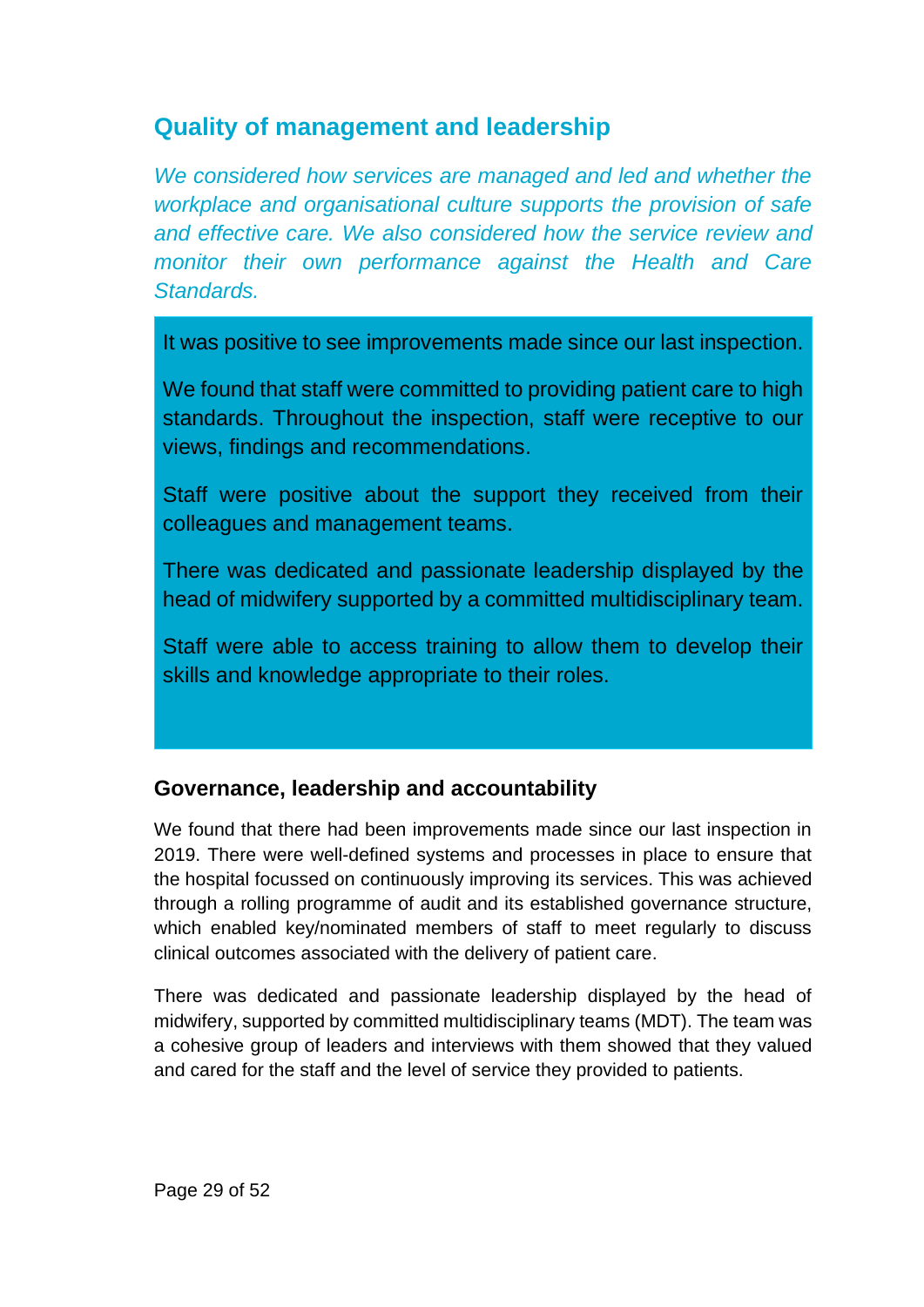## Quality of management and leadership

*We considered how services are managed and led and whether the workplace and organisational culture supports the provision of safe and effective care. We also considered how the service review and monitor their own performance against the Health and Care Standards.*

It was positive to see improvements made since our last inspection.

We found that staff were committed to providing patient care to high standards. Throughout the inspection, staff were receptive to our views, findings and recommendations.

Staff were positive about the support they received from their colleagues and management teams.

There was dedicated and passionate leadership displayed by the head of midwifery supported by a committed multidisciplinary team.

Staff were able to access training to allow them to develop their skills and knowledge appropriate to their roles.

### Governance, leadership and accountability

We found that there had been improvements made since our last inspection in 2019. There were well-defined systems and processes in place to ensure that the hospital focussed on continuously improving its services. This was achieved through a rolling programme of audit and its established governance structure, which enabled key/nominated members of staff to meet regularly to discuss clinical outcomes associated with the delivery of patient care.

There was dedicated and passionate leadership displayed by the head of midwifery, supported by committed multidisciplinary teams (MDT). The team was a cohesive group of leaders and interviews with them showed that they valued and cared for the staff and the level of service they provided to patients.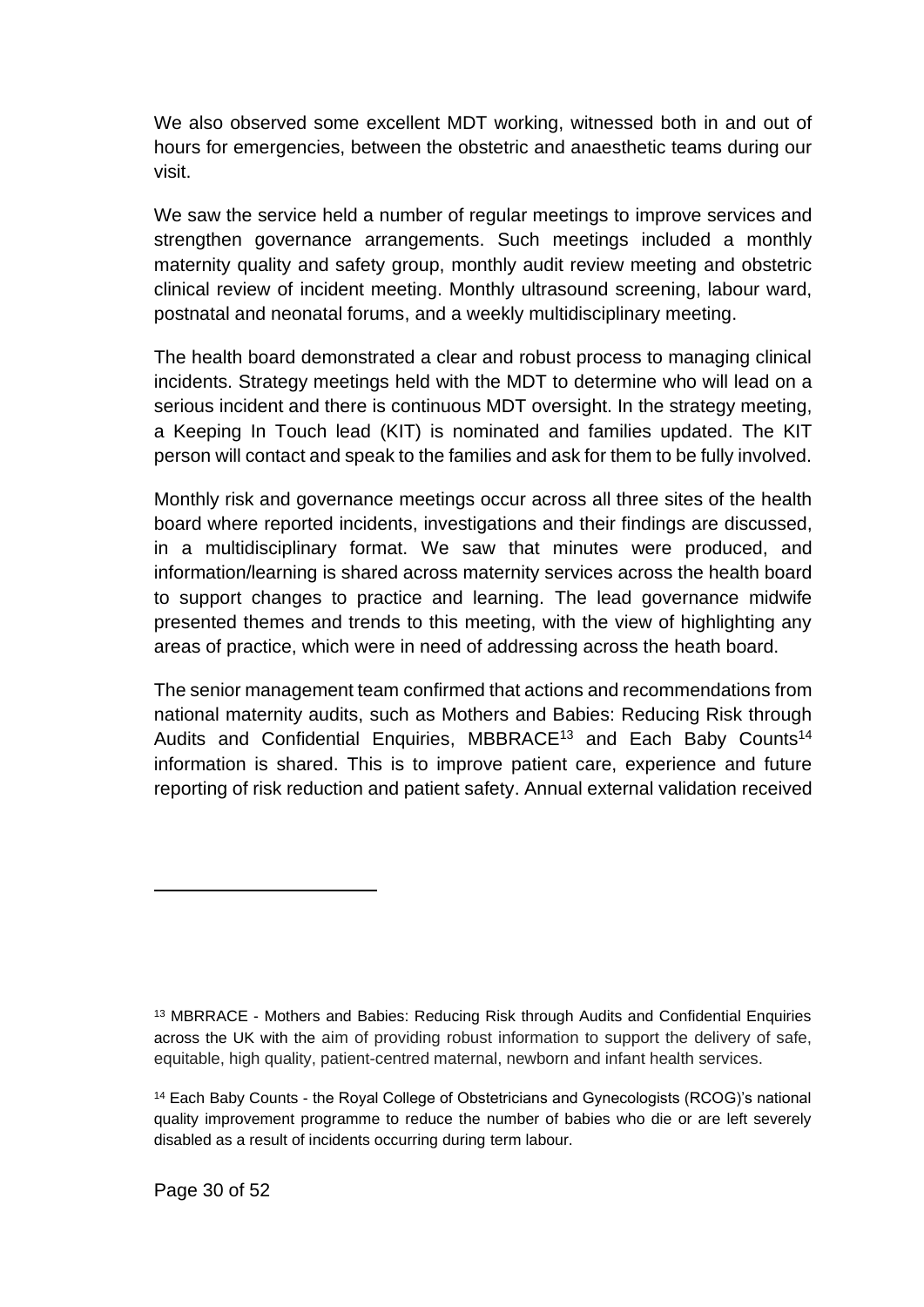We also observed some excellent MDT working, witnessed both in and out of hours for emergencies, between the obstetric and anaesthetic teams during our visit.

We saw the service held a number of regular meetings to improve services and strengthen governance arrangements. Such meetings included a monthly maternity quality and safety group, monthly audit review meeting and obstetric clinical review of incident meeting. Monthly ultrasound screening, labour ward, postnatal and neonatal forums, and a weekly multidisciplinary meeting.

The health board demonstrated a clear and robust process to managing clinical incidents. Strategy meetings held with the MDT to determine who will lead on a serious incident and there is continuous MDT oversight. In the strategy meeting, a Keeping In Touch lead (KIT) is nominated and families updated. The KIT person will contact and speak to the families and ask for them to be fully involved.

Monthly risk and governance meetings occur across all three sites of the health board where reported incidents, investigations and their findings are discussed, in a multidisciplinary format. We saw that minutes were produced, and information/learning is shared across maternity services across the health board to support changes to practice and learning. The lead governance midwife presented themes and trends to this meeting, with the view of highlighting any areas of practice, which were in need of addressing across the heath board.

The senior management team confirmed that actions and recommendations from national maternity audits, such as Mothers and Babies: Reducing Risk through Audits and Confidential Enquiries, MBBRACE[13] and Each Baby Counts[14] information is shared. This is to improve patient care, experience and future reporting of risk reduction and patient safety. Annual external validation received

---

[13] MBRRACE - Mothers and Babies: Reducing Risk through Audits and Confidential Enquiries across the UK with the aim of providing robust information to support the delivery of safe, equitable, high quality, patient-centred maternal, newborn and infant health services.

[14] Each Baby Counts - the Royal College of Obstetricians and Gynecologists (RCOG)'s national quality improvement programme to reduce the number of babies who die or are left severely disabled as a result of incidents occurring during term labour.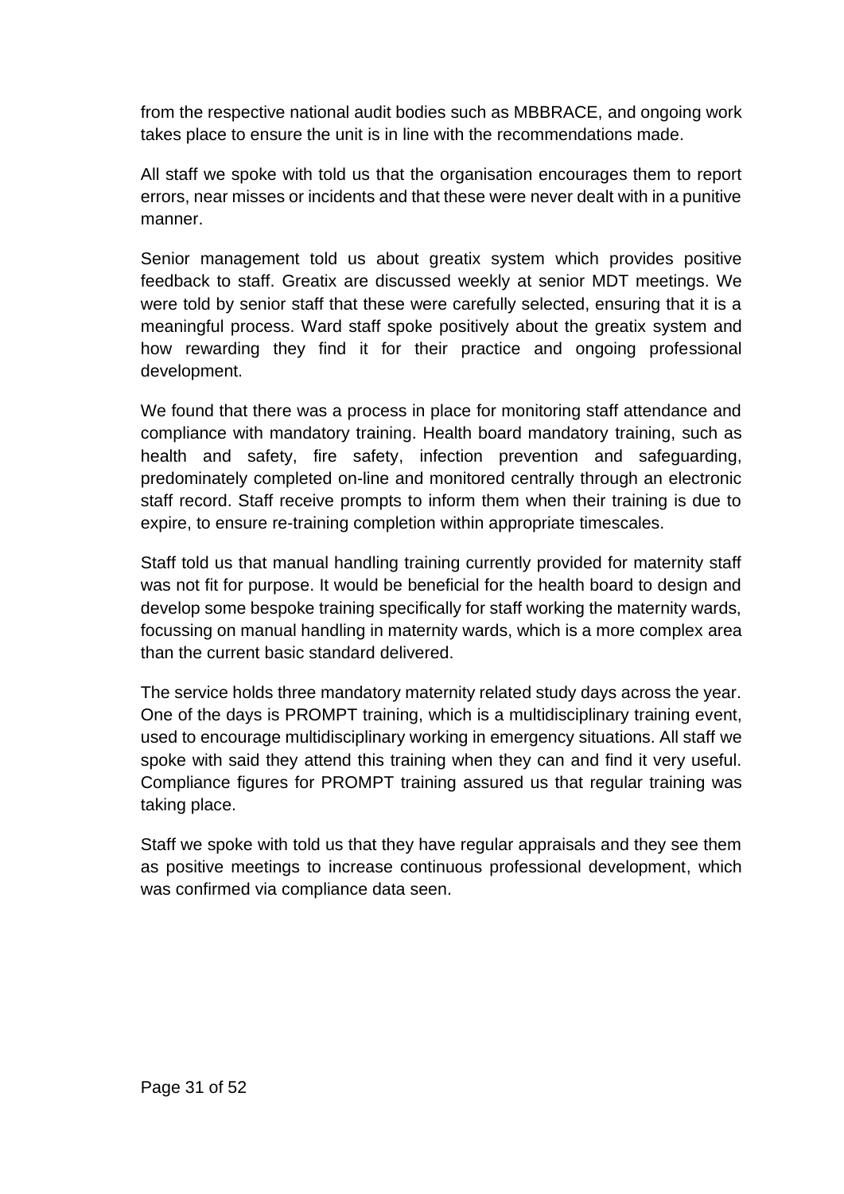from the respective national audit bodies such as MBBRACE, and ongoing work takes place to ensure the unit is in line with the recommendations made.

All staff we spoke with told us that the organisation encourages them to report errors, near misses or incidents and that these were never dealt with in a punitive manner.

Senior management told us about greatix system which provides positive feedback to staff. Greatix are discussed weekly at senior MDT meetings. We were told by senior staff that these were carefully selected, ensuring that it is a meaningful process. Ward staff spoke positively about the greatix system and how rewarding they find it for their practice and ongoing professional development.

We found that there was a process in place for monitoring staff attendance and compliance with mandatory training. Health board mandatory training, such as health and safety, fire safety, infection prevention and safeguarding, predominately completed on-line and monitored centrally through an electronic staff record. Staff receive prompts to inform them when their training is due to expire, to ensure re-training completion within appropriate timescales.

Staff told us that manual handling training currently provided for maternity staff was not fit for purpose. It would be beneficial for the health board to design and develop some bespoke training specifically for staff working the maternity wards, focussing on manual handling in maternity wards, which is a more complex area than the current basic standard delivered.

The service holds three mandatory maternity related study days across the year. One of the days is PROMPT training, which is a multidisciplinary training event, used to encourage multidisciplinary working in emergency situations. All staff we spoke with said they attend this training when they can and find it very useful. Compliance figures for PROMPT training assured us that regular training was taking place.

Staff we spoke with told us that they have regular appraisals and they see them as positive meetings to increase continuous professional development, which was confirmed via compliance data seen.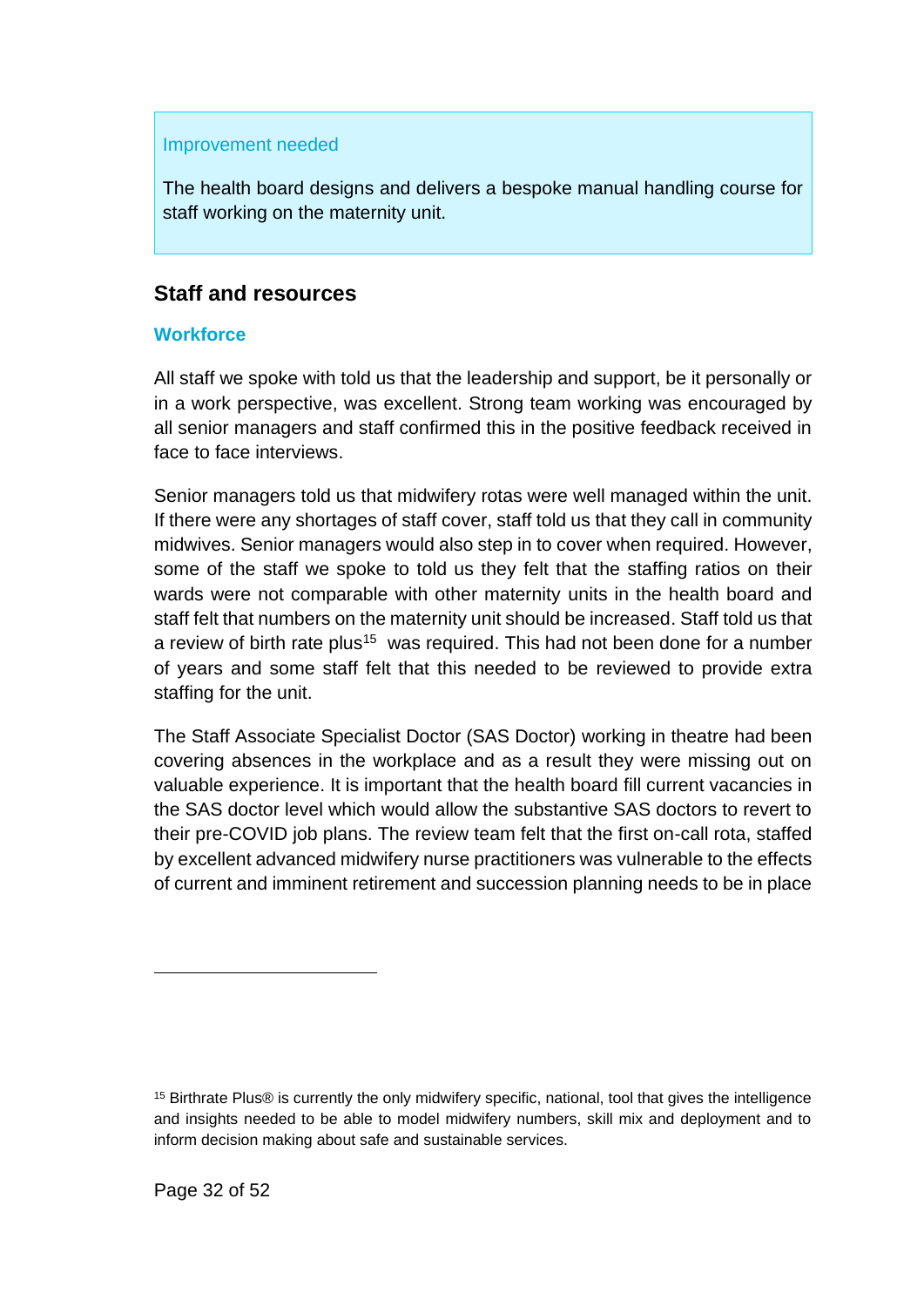Improvement needed

The health board designs and delivers a bespoke manual handling course for staff working on the maternity unit.

## Staff and resources

### Workforce

All staff we spoke with told us that the leadership and support, be it personally or in a work perspective, was excellent. Strong team working was encouraged by all senior managers and staff confirmed this in the positive feedback received in face to face interviews.

Senior managers told us that midwifery rotas were well managed within the unit. If there were any shortages of staff cover, staff told us that they call in community midwives. Senior managers would also step in to cover when required. However, some of the staff we spoke to told us they felt that the staffing ratios on their wards were not comparable with other maternity units in the health board and staff felt that numbers on the maternity unit should be increased. Staff told us that a review of birth rate plus[15] was required. This had not been done for a number of years and some staff felt that this needed to be reviewed to provide extra staffing for the unit.

The Staff Associate Specialist Doctor (SAS Doctor) working in theatre had been covering absences in the workplace and as a result they were missing out on valuable experience. It is important that the health board fill current vacancies in the SAS doctor level which would allow the substantive SAS doctors to revert to their pre-COVID job plans. The review team felt that the first on-call rota, staffed by excellent advanced midwifery nurse practitioners was vulnerable to the effects of current and imminent retirement and succession planning needs to be in place

[15] Birthrate Plus® is currently the only midwifery specific, national, tool that gives the intelligence and insights needed to be able to model midwifery numbers, skill mix and deployment and to inform decision making about safe and sustainable services.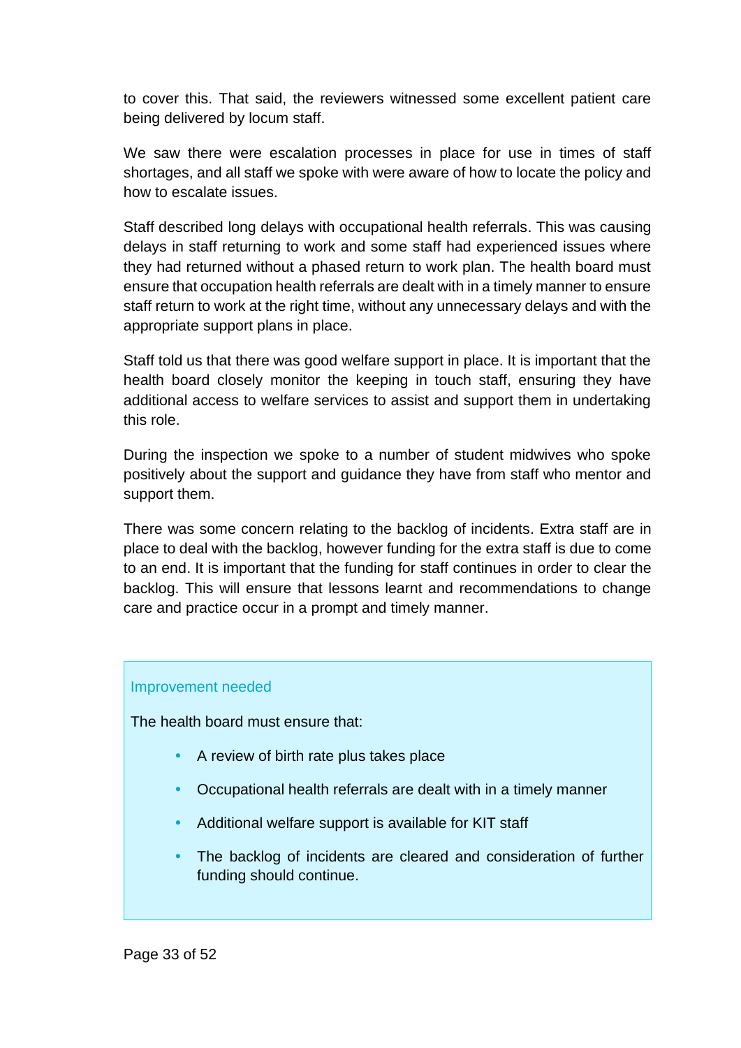to cover this. That said, the reviewers witnessed some excellent patient care being delivered by locum staff.

We saw there were escalation processes in place for use in times of staff shortages, and all staff we spoke with were aware of how to locate the policy and how to escalate issues.

Staff described long delays with occupational health referrals. This was causing delays in staff returning to work and some staff had experienced issues where they had returned without a phased return to work plan. The health board must ensure that occupation health referrals are dealt with in a timely manner to ensure staff return to work at the right time, without any unnecessary delays and with the appropriate support plans in place.

Staff told us that there was good welfare support in place. It is important that the health board closely monitor the keeping in touch staff, ensuring they have additional access to welfare services to assist and support them in undertaking this role.

During the inspection we spoke to a number of student midwives who spoke positively about the support and guidance they have from staff who mentor and support them.

There was some concern relating to the backlog of incidents. Extra staff are in place to deal with the backlog, however funding for the extra staff is due to come to an end. It is important that the funding for staff continues in order to clear the backlog. This will ensure that lessons learnt and recommendations to change care and practice occur in a prompt and timely manner.

**Improvement needed**

The health board must ensure that:

- A review of birth rate plus takes place
- Occupational health referrals are dealt with in a timely manner
- Additional welfare support is available for KIT staff
- The backlog of incidents are cleared and consideration of further funding should continue.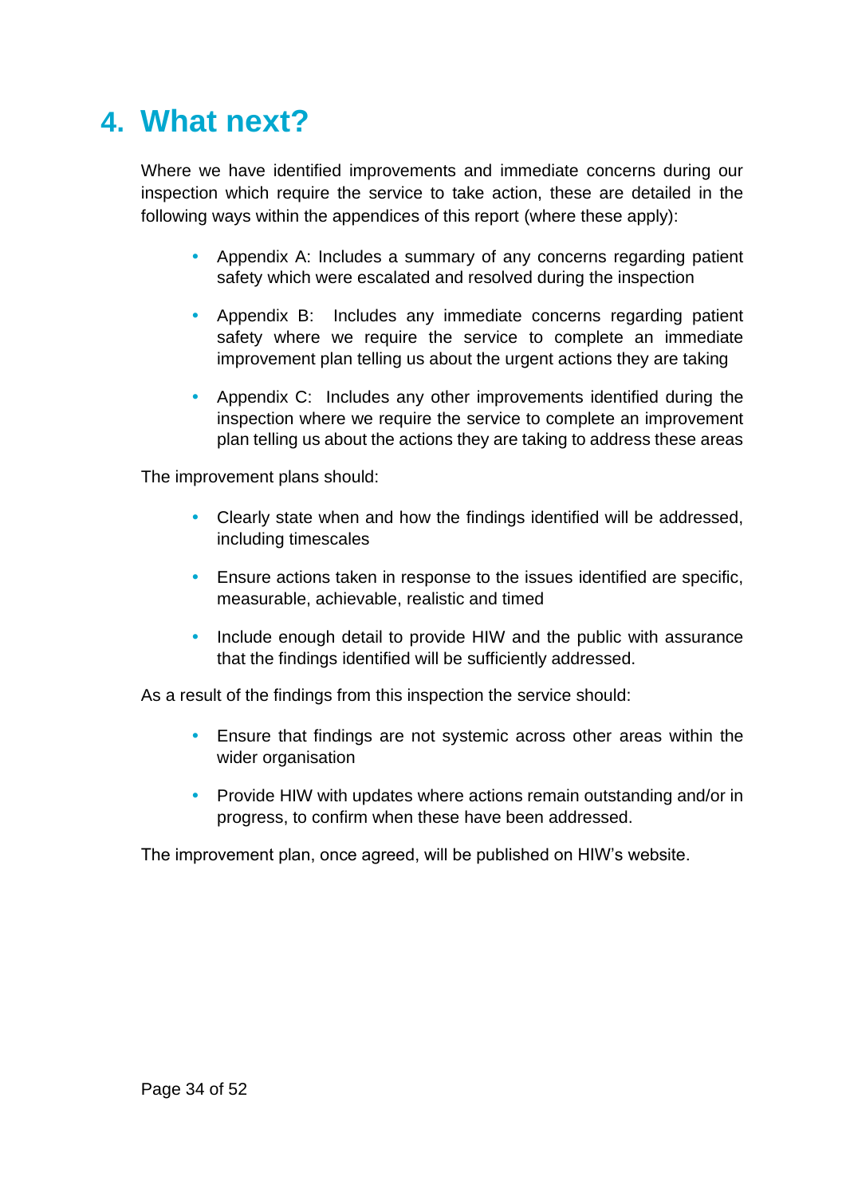# 4. What next?

Where we have identified improvements and immediate concerns during our inspection which require the service to take action, these are detailed in the following ways within the appendices of this report (where these apply):

- Appendix A: Includes a summary of any concerns regarding patient safety which were escalated and resolved during the inspection
- Appendix B: Includes any immediate concerns regarding patient safety where we require the service to complete an immediate improvement plan telling us about the urgent actions they are taking
- Appendix C: Includes any other improvements identified during the inspection where we require the service to complete an improvement plan telling us about the actions they are taking to address these areas

The improvement plans should:

- Clearly state when and how the findings identified will be addressed, including timescales
- Ensure actions taken in response to the issues identified are specific, measurable, achievable, realistic and timed
- Include enough detail to provide HIW and the public with assurance that the findings identified will be sufficiently addressed.

As a result of the findings from this inspection the service should:

- Ensure that findings are not systemic across other areas within the wider organisation
- Provide HIW with updates where actions remain outstanding and/or in progress, to confirm when these have been addressed.

The improvement plan, once agreed, will be published on HIW's website.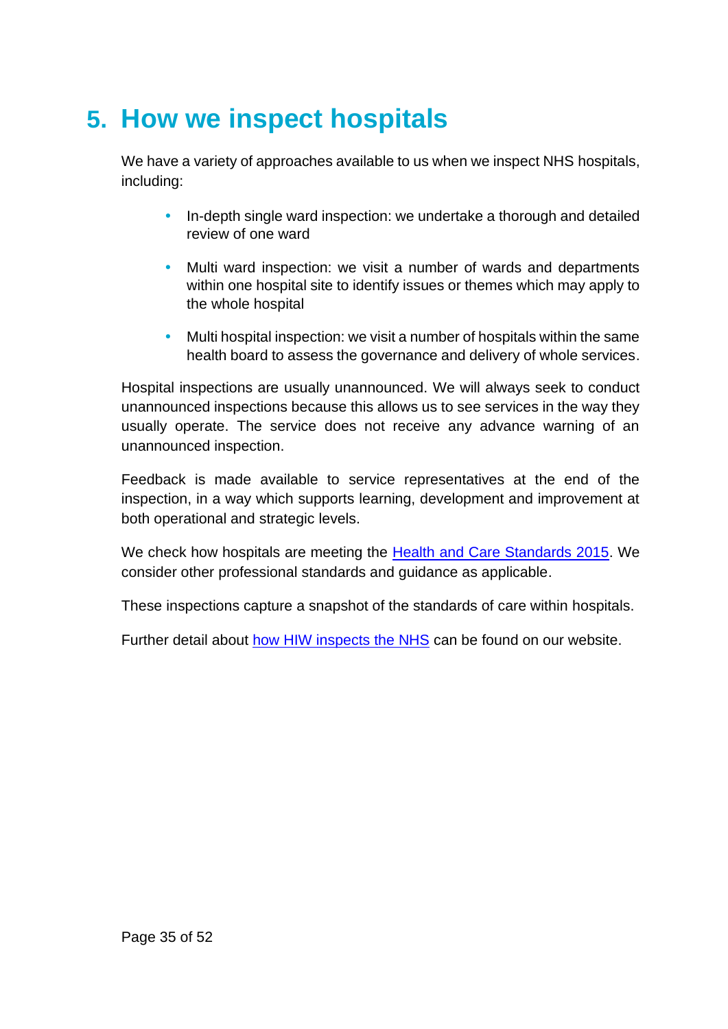# 5. How we inspect hospitals

We have a variety of approaches available to us when we inspect NHS hospitals, including:

- In-depth single ward inspection: we undertake a thorough and detailed review of one ward
- Multi ward inspection: we visit a number of wards and departments within one hospital site to identify issues or themes which may apply to the whole hospital
- Multi hospital inspection: we visit a number of hospitals within the same health board to assess the governance and delivery of whole services.

Hospital inspections are usually unannounced. We will always seek to conduct unannounced inspections because this allows us to see services in the way they usually operate. The service does not receive any advance warning of an unannounced inspection.

Feedback is made available to service representatives at the end of the inspection, in a way which supports learning, development and improvement at both operational and strategic levels.

We check how hospitals are meeting the Health and Care Standards 2015. We consider other professional standards and guidance as applicable.

These inspections capture a snapshot of the standards of care within hospitals.

Further detail about how HIW inspects the NHS can be found on our website.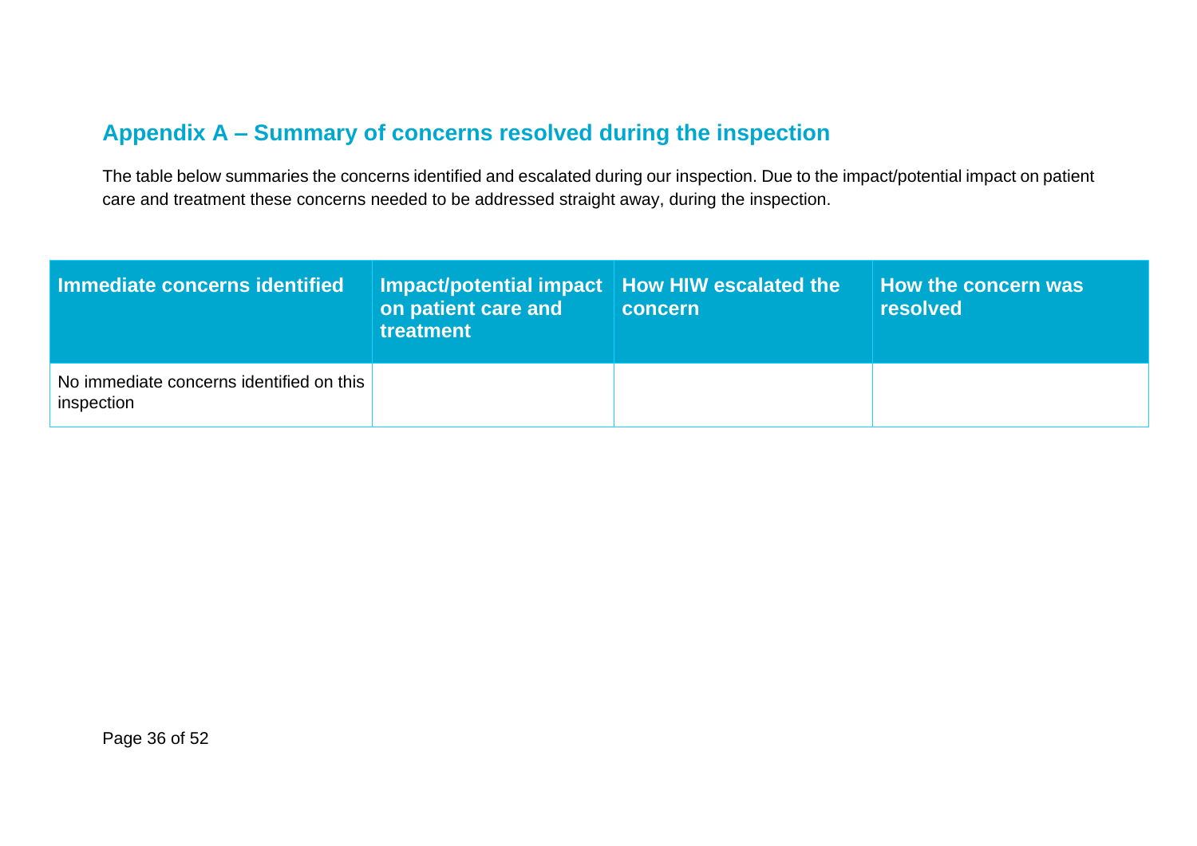## Appendix A – Summary of concerns resolved during the inspection

The table below summaries the concerns identified and escalated during our inspection. Due to the impact/potential impact on patient care and treatment these concerns needed to be addressed straight away, during the inspection.

| Immediate concerns identified | Impact/potential impact on patient care and treatment | How HIW escalated the concern | How the concern was resolved |
| --- | --- | --- | --- |
| No immediate concerns identified on this inspection | | | |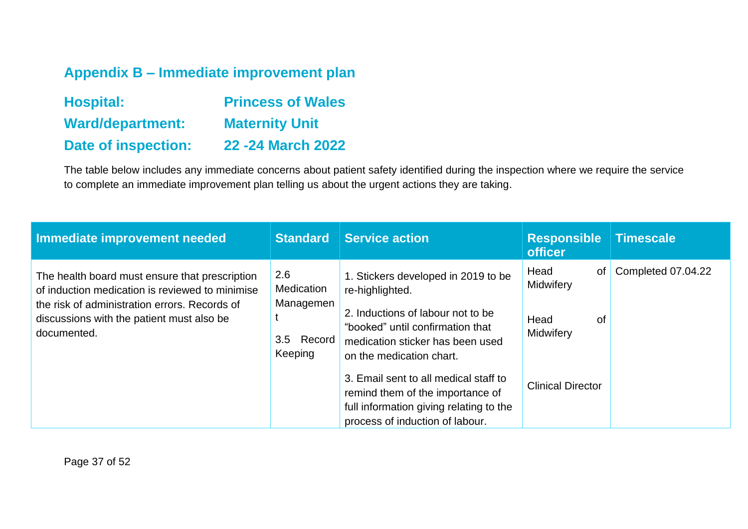## Appendix B – Immediate improvement plan

**Hospital:** **Princess of Wales**

**Ward/department:** **Maternity Unit**

**Date of inspection:** **22 -24 March 2022**

The table below includes any immediate concerns about patient safety identified during the inspection where we require the service to complete an immediate improvement plan telling us about the urgent actions they are taking.

| Immediate improvement needed | Standard | Service action | Responsible officer | Timescale |
|---|---|---|---|---|
| The health board must ensure that prescription of induction medication is reviewed to minimise the risk of administration errors. Records of discussions with the patient must also be documented. | 2.6 Medication Management<br><br>3.5 Record Keeping | 1. Stickers developed in 2019 to be re-highlighted.<br><br>2. Inductions of labour not to be "booked" until confirmation that medication sticker has been used on the medication chart.<br><br>3. Email sent to all medical staff to remind them of the importance of full information giving relating to the process of induction of labour. | Head of Midwifery<br><br>Head of Midwifery<br><br>Clinical Director | Completed 07.04.22 |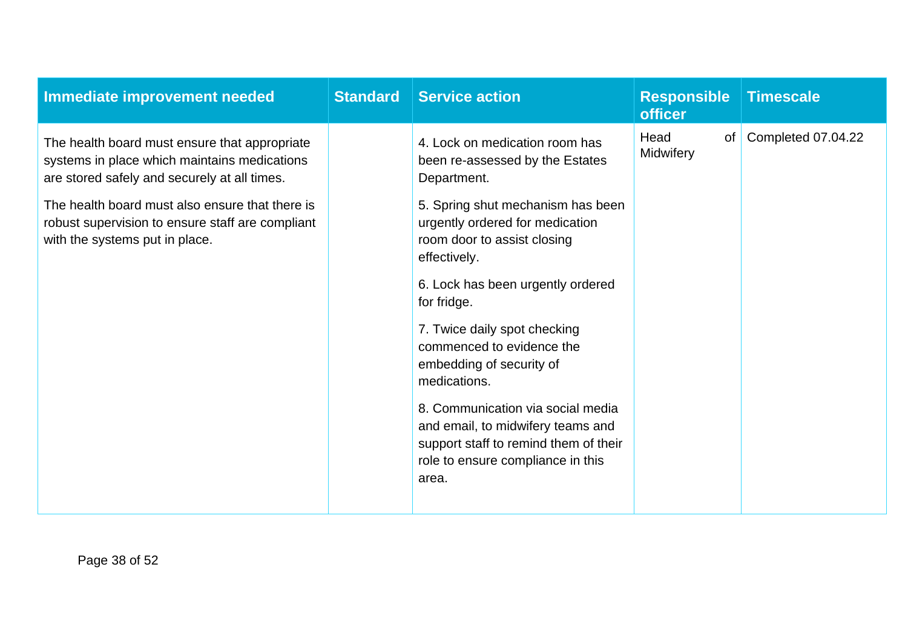| Immediate improvement needed | Standard | Service action | Responsible officer | Timescale |
|---|---|---|---|---|
| The health board must ensure that appropriate systems in place which maintains medications are stored safely and securely at all times.<br><br>The health board must also ensure that there is robust supervision to ensure staff are compliant with the systems put in place. | | 4. Lock on medication room has been re-assessed by the Estates Department.<br><br>5. Spring shut mechanism has been urgently ordered for medication room door to assist closing effectively.<br><br>6. Lock has been urgently ordered for fridge.<br><br>7. Twice daily spot checking commenced to evidence the embedding of security of medications.<br><br>8. Communication via social media and email, to midwifery teams and support staff to remind them of their role to ensure compliance in this area. | Head of Midwifery | Completed 07.04.22 |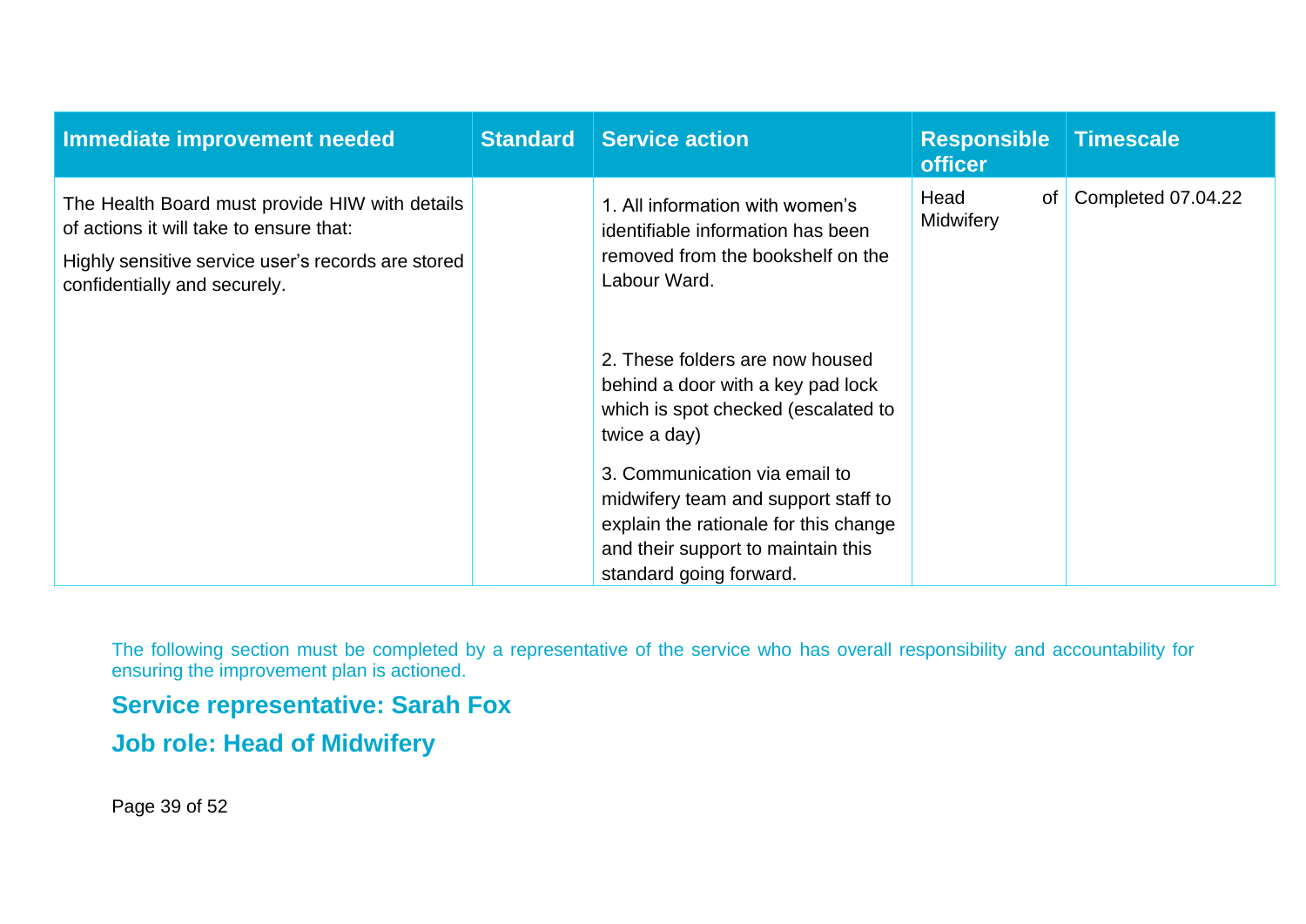| Immediate improvement needed | Standard | Service action | Responsible officer | Timescale |
|---|---|---|---|---|
| The Health Board must provide HIW with details of actions it will take to ensure that:<br><br>Highly sensitive service user's records are stored confidentially and securely. | | 1. All information with women's identifiable information has been removed from the bookshelf on the Labour Ward.<br><br>2. These folders are now housed behind a door with a key pad lock which is spot checked (escalated to twice a day)<br><br>3. Communication via email to midwifery team and support staff to explain the rationale for this change and their support to maintain this standard going forward. | Head of Midwifery | Completed 07.04.22 |

The following section must be completed by a representative of the service who has overall responsibility and accountability for ensuring the improvement plan is actioned.

**Service representative: Sarah Fox**

**Job role: Head of Midwifery**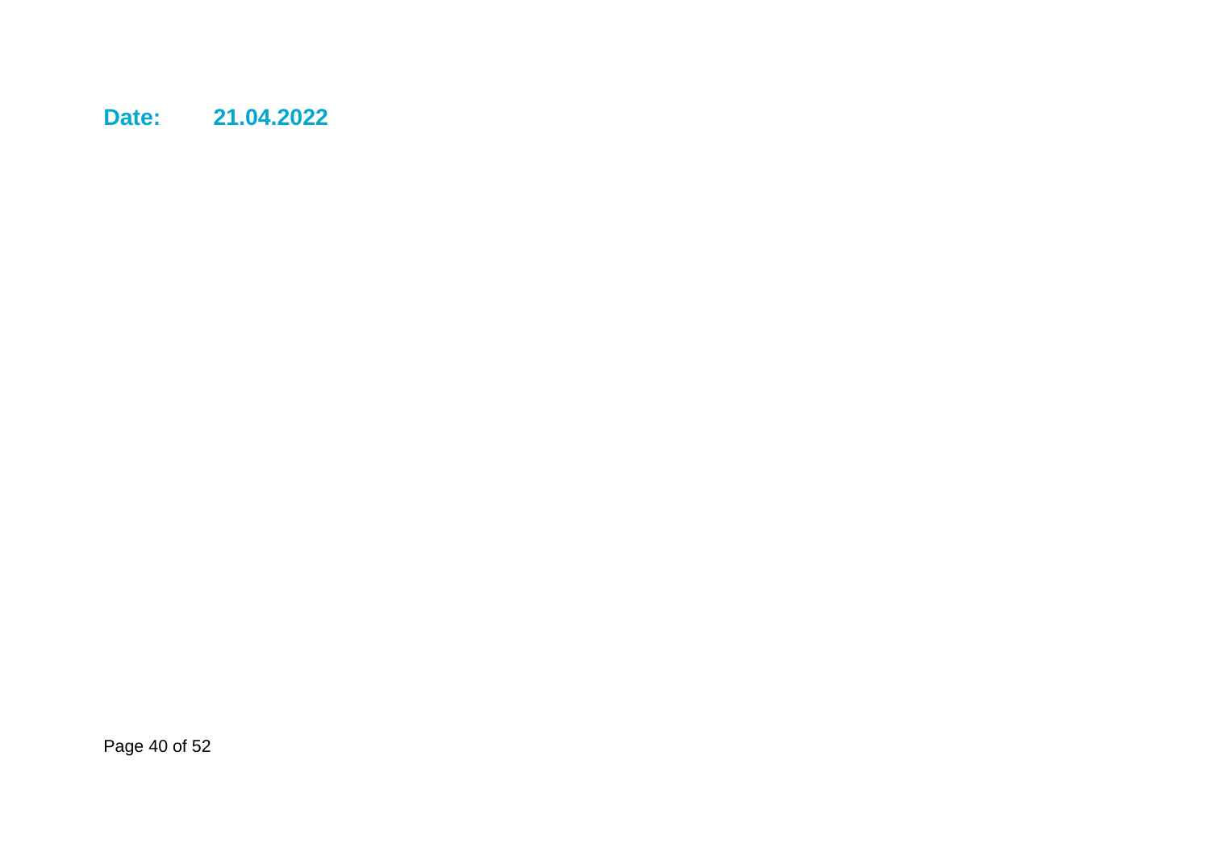**Date:** **21.04.2022**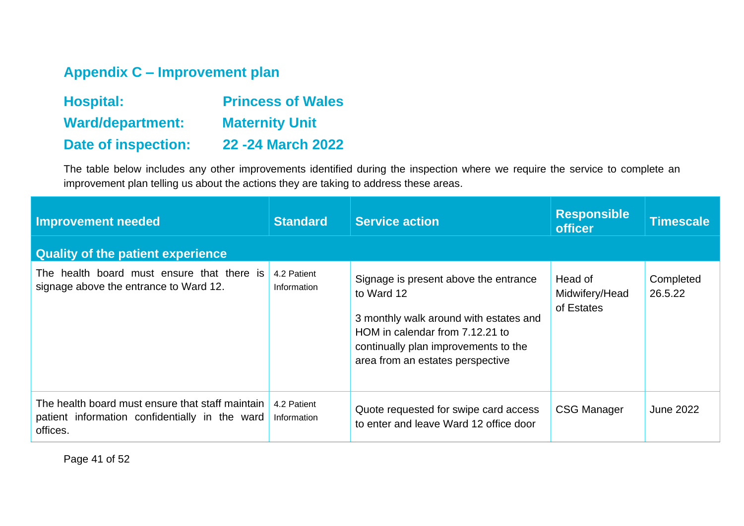## Appendix C – Improvement plan

**Hospital:** Princess of Wales

**Ward/department:** Maternity Unit

**Date of inspection:** 22 -24 March 2022

The table below includes any other improvements identified during the inspection where we require the service to complete an improvement plan telling us about the actions they are taking to address these areas.

| Improvement needed | Standard | Service action | Responsible officer | Timescale |
|---|---|---|---|---|
| **Quality of the patient experience** | | | | |
| The health board must ensure that there is signage above the entrance to Ward 12. | 4.2 Patient Information | Signage is present above the entrance to Ward 12<br><br>3 monthly walk around with estates and HOM in calendar from 7.12.21 to continually plan improvements to the area from an estates perspective | Head of Midwifery/Head of Estates | Completed 26.5.22 |
| The health board must ensure that staff maintain patient information confidentially in the ward offices. | 4.2 Patient Information | Quote requested for swipe card access to enter and leave Ward 12 office door | CSG Manager | June 2022 |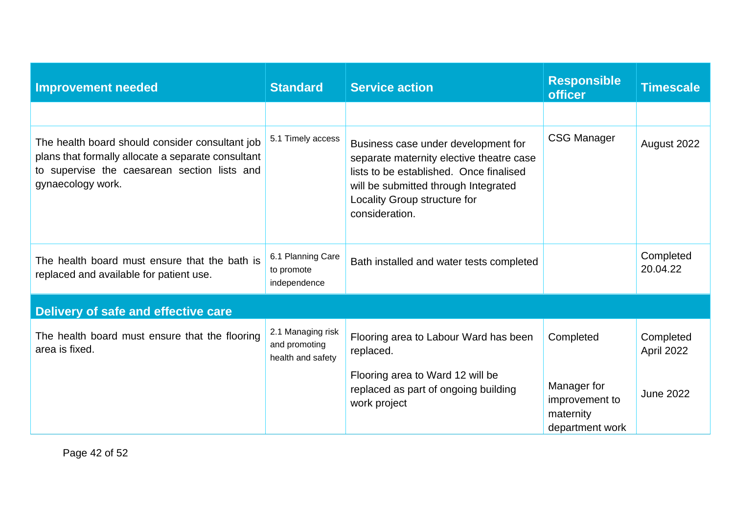| Improvement needed | Standard | Service action | Responsible officer | Timescale |
|---|---|---|---|---|
| | | | | |
| The health board should consider consultant job plans that formally allocate a separate consultant to supervise the caesarean section lists and gynaecology work. | 5.1 Timely access | Business case under development for separate maternity elective theatre case lists to be established. Once finalised will be submitted through Integrated Locality Group structure for consideration. | CSG Manager | August 2022 |
| The health board must ensure that the bath is replaced and available for patient use. | 6.1 Planning Care to promote independence | Bath installed and water tests completed | | Completed 20.04.22 |
| **Delivery of safe and effective care** | | | | |
| The health board must ensure that the flooring area is fixed. | 2.1 Managing risk and promoting health and safety | Flooring area to Labour Ward has been replaced.<br><br>Flooring area to Ward 12 will be replaced as part of ongoing building work project | Completed<br><br>Manager for improvement to maternity department work | Completed April 2022<br><br>June 2022 |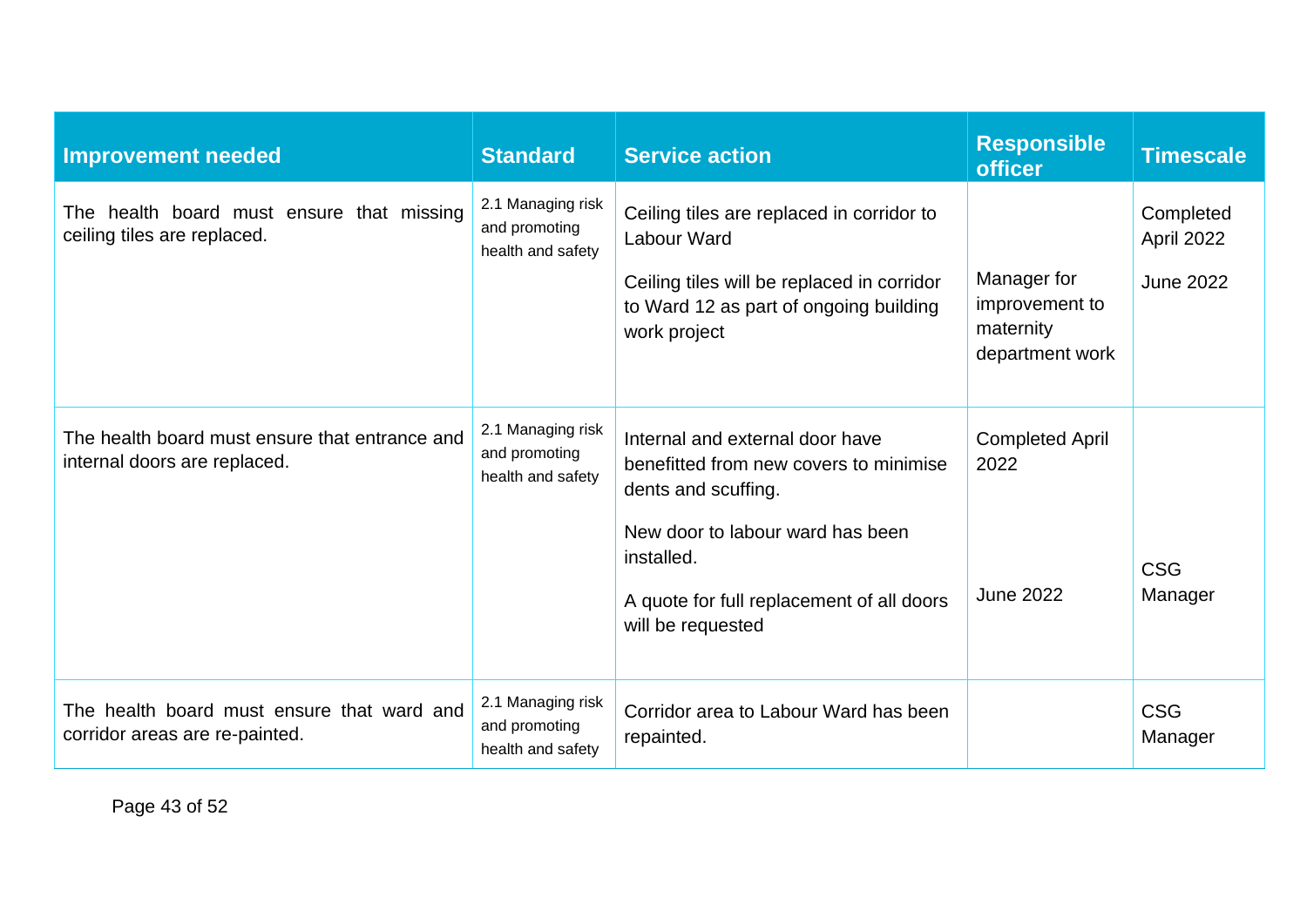| Improvement needed | Standard | Service action | Responsible officer | Timescale |
|---|---|---|---|---|
| The health board must ensure that missing ceiling tiles are replaced. | 2.1 Managing risk and promoting health and safety | Ceiling tiles are replaced in corridor to Labour Ward<br><br>Ceiling tiles will be replaced in corridor to Ward 12 as part of ongoing building work project | Manager for improvement to maternity department work | Completed April 2022<br><br>June 2022 |
| The health board must ensure that entrance and internal doors are replaced. | 2.1 Managing risk and promoting health and safety | Internal and external door have benefitted from new covers to minimise dents and scuffing.<br><br>New door to labour ward has been installed.<br><br>A quote for full replacement of all doors will be requested | Completed April 2022<br><br>June 2022 | CSG Manager |
| The health board must ensure that ward and corridor areas are re-painted. | 2.1 Managing risk and promoting health and safety | Corridor area to Labour Ward has been repainted. | | CSG Manager |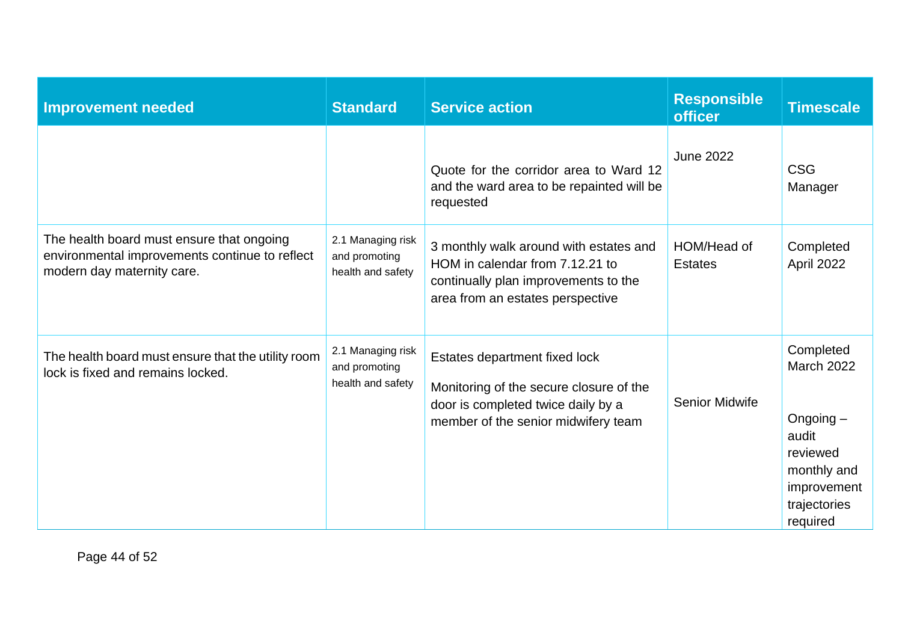| Improvement needed | Standard | Service action | Responsible officer | Timescale |
|---|---|---|---|---|
| | | Quote for the corridor area to Ward 12 and the ward area to be repainted will be requested | June 2022 | CSG Manager |
| The health board must ensure that ongoing environmental improvements continue to reflect modern day maternity care. | 2.1 Managing risk and promoting health and safety | 3 monthly walk around with estates and HOM in calendar from 7.12.21 to continually plan improvements to the area from an estates perspective | HOM/Head of Estates | Completed April 2022 |
| The health board must ensure that the utility room lock is fixed and remains locked. | 2.1 Managing risk and promoting health and safety | Estates department fixed lock<br><br>Monitoring of the secure closure of the door is completed twice daily by a member of the senior midwifery team | Senior Midwife | Completed March 2022<br><br>Ongoing – audit reviewed monthly and improvement trajectories required |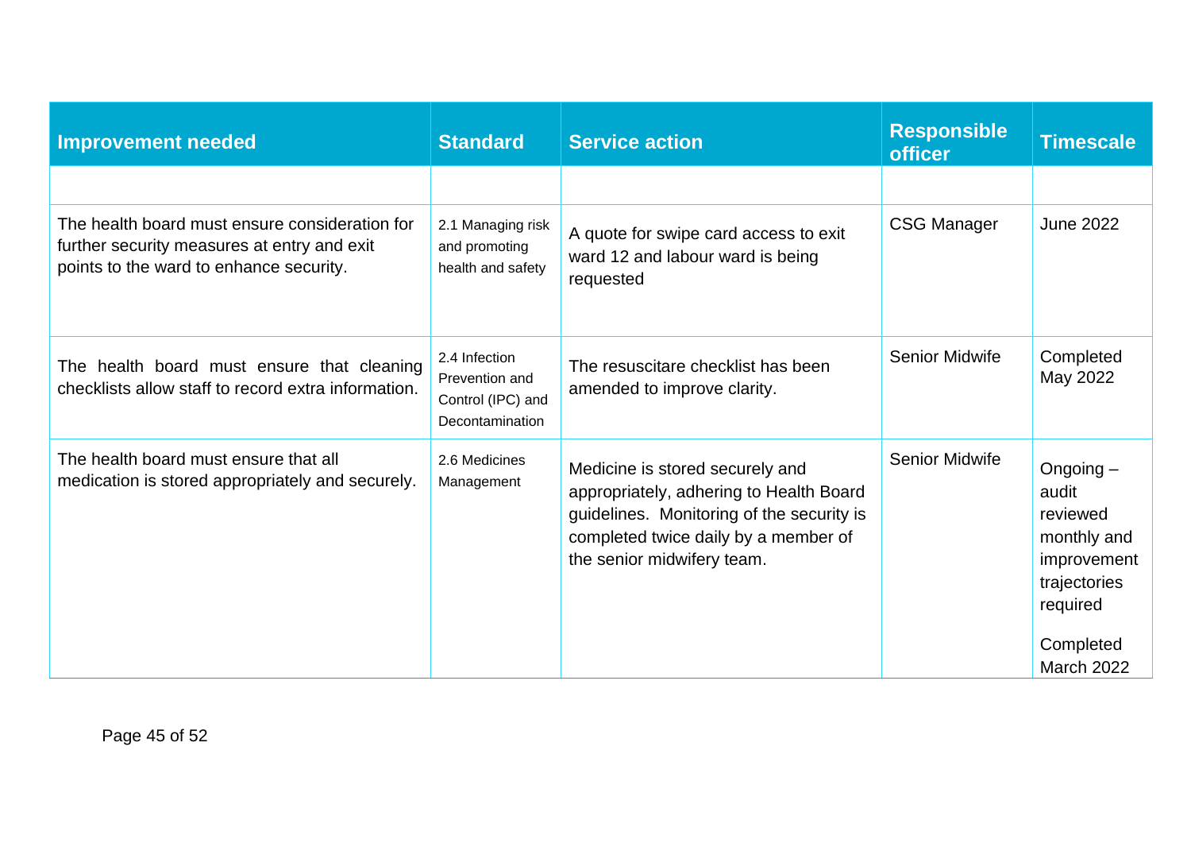| Improvement needed | Standard | Service action | Responsible officer | Timescale |
|---|---|---|---|---|
| | | | | |
| The health board must ensure consideration for further security measures at entry and exit points to the ward to enhance security. | 2.1 Managing risk and promoting health and safety | A quote for swipe card access to exit ward 12 and labour ward is being requested | CSG Manager | June 2022 |
| The health board must ensure that cleaning checklists allow staff to record extra information. | 2.4 Infection Prevention and Control (IPC) and Decontamination | The resuscitare checklist has been amended to improve clarity. | Senior Midwife | Completed May 2022 |
| The health board must ensure that all medication is stored appropriately and securely. | 2.6 Medicines Management | Medicine is stored securely and appropriately, adhering to Health Board guidelines. Monitoring of the security is completed twice daily by a member of the senior midwifery team. | Senior Midwife | Ongoing – audit reviewed monthly and improvement trajectories required<br><br>Completed March 2022 |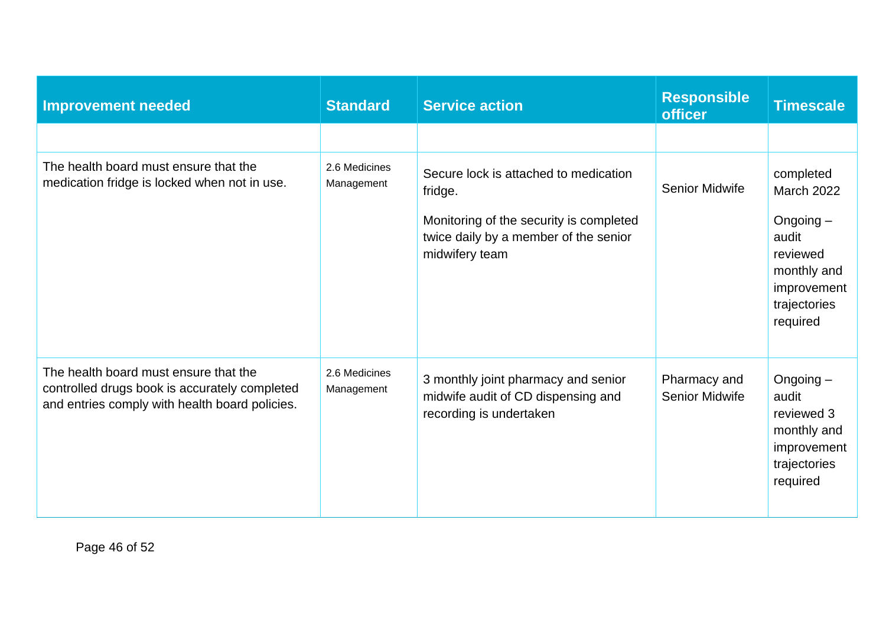| Improvement needed | Standard | Service action | Responsible officer | Timescale |
|---|---|---|---|---|
| | | | | |
| The health board must ensure that the medication fridge is locked when not in use. | 2.6 Medicines Management | Secure lock is attached to medication fridge.<br><br>Monitoring of the security is completed twice daily by a member of the senior midwifery team | Senior Midwife | completed March 2022<br><br>Ongoing – audit reviewed monthly and improvement trajectories required |
| The health board must ensure that the controlled drugs book is accurately completed and entries comply with health board policies. | 2.6 Medicines Management | 3 monthly joint pharmacy and senior midwife audit of CD dispensing and recording is undertaken | Pharmacy and Senior Midwife | Ongoing – audit reviewed 3 monthly and improvement trajectories required |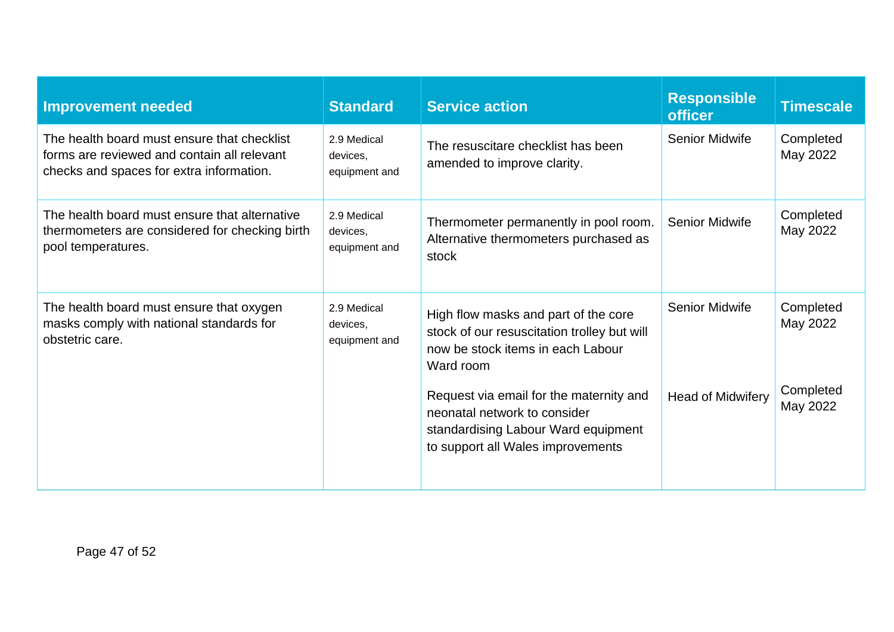| Improvement needed | Standard | Service action | Responsible officer | Timescale |
|---|---|---|---|---|
| The health board must ensure that checklist forms are reviewed and contain all relevant checks and spaces for extra information. | 2.9 Medical devices, equipment and | The resuscitare checklist has been amended to improve clarity. | Senior Midwife | Completed May 2022 |
| The health board must ensure that alternative thermometers are considered for checking birth pool temperatures. | 2.9 Medical devices, equipment and | Thermometer permanently in pool room. Alternative thermometers purchased as stock | Senior Midwife | Completed May 2022 |
| The health board must ensure that oxygen masks comply with national standards for obstetric care. | 2.9 Medical devices, equipment and | High flow masks and part of the core stock of our resuscitation trolley but will now be stock items in each Labour Ward room | Senior Midwife | Completed May 2022 |
| | | Request via email for the maternity and neonatal network to consider standardising Labour Ward equipment to support all Wales improvements | Head of Midwifery | Completed May 2022 |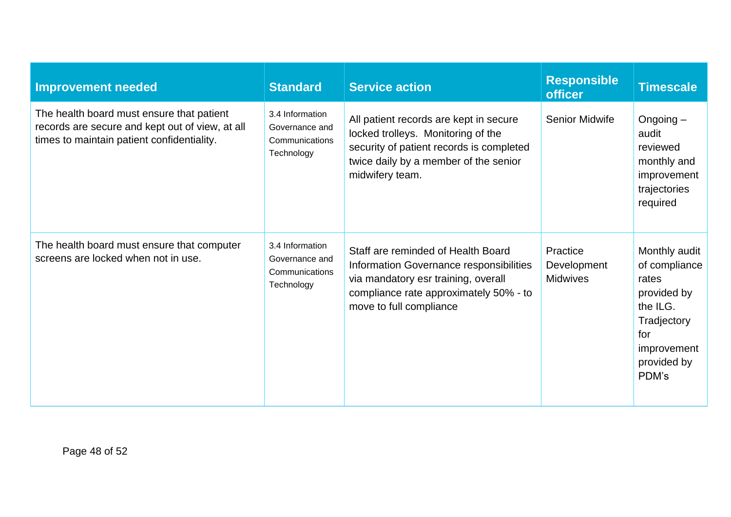| Improvement needed | Standard | Service action | Responsible officer | Timescale |
|---|---|---|---|---|
| The health board must ensure that patient records are secure and kept out of view, at all times to maintain patient confidentiality. | 3.4 Information Governance and Communications Technology | All patient records are kept in secure locked trolleys. Monitoring of the security of patient records is completed twice daily by a member of the senior midwifery team. | Senior Midwife | Ongoing – audit reviewed monthly and improvement trajectories required |
| The health board must ensure that computer screens are locked when not in use. | 3.4 Information Governance and Communications Technology | Staff are reminded of Health Board Information Governance responsibilities via mandatory esr training, overall compliance rate approximately 50% - to move to full compliance | Practice Development Midwives | Monthly audit of compliance rates provided by the ILG. Tradjectory for improvement provided by PDM's |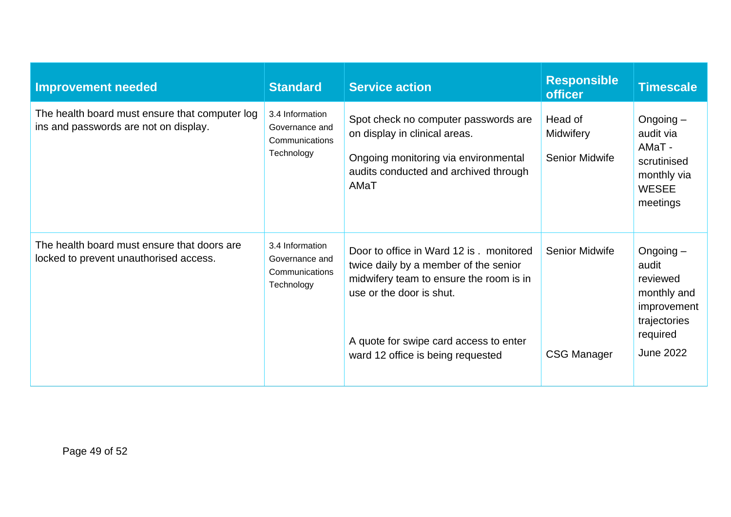| Improvement needed | Standard | Service action | Responsible officer | Timescale |
|---|---|---|---|---|
| The health board must ensure that computer log ins and passwords are not on display. | 3.4 Information Governance and Communications Technology | Spot check no computer passwords are on display in clinical areas.<br><br>Ongoing monitoring via environmental audits conducted and archived through AMaT | Head of Midwifery<br><br>Senior Midwife | Ongoing – audit via AMaT - scrutinised monthly via WESEE meetings |
| The health board must ensure that doors are locked to prevent unauthorised access. | 3.4 Information Governance and Communications Technology | Door to office in Ward 12 is . monitored twice daily by a member of the senior midwifery team to ensure the room is in use or the door is shut.<br><br>A quote for swipe card access to enter ward 12 office is being requested | Senior Midwife<br><br>CSG Manager | Ongoing – audit reviewed monthly and improvement trajectories required<br><br>June 2022 |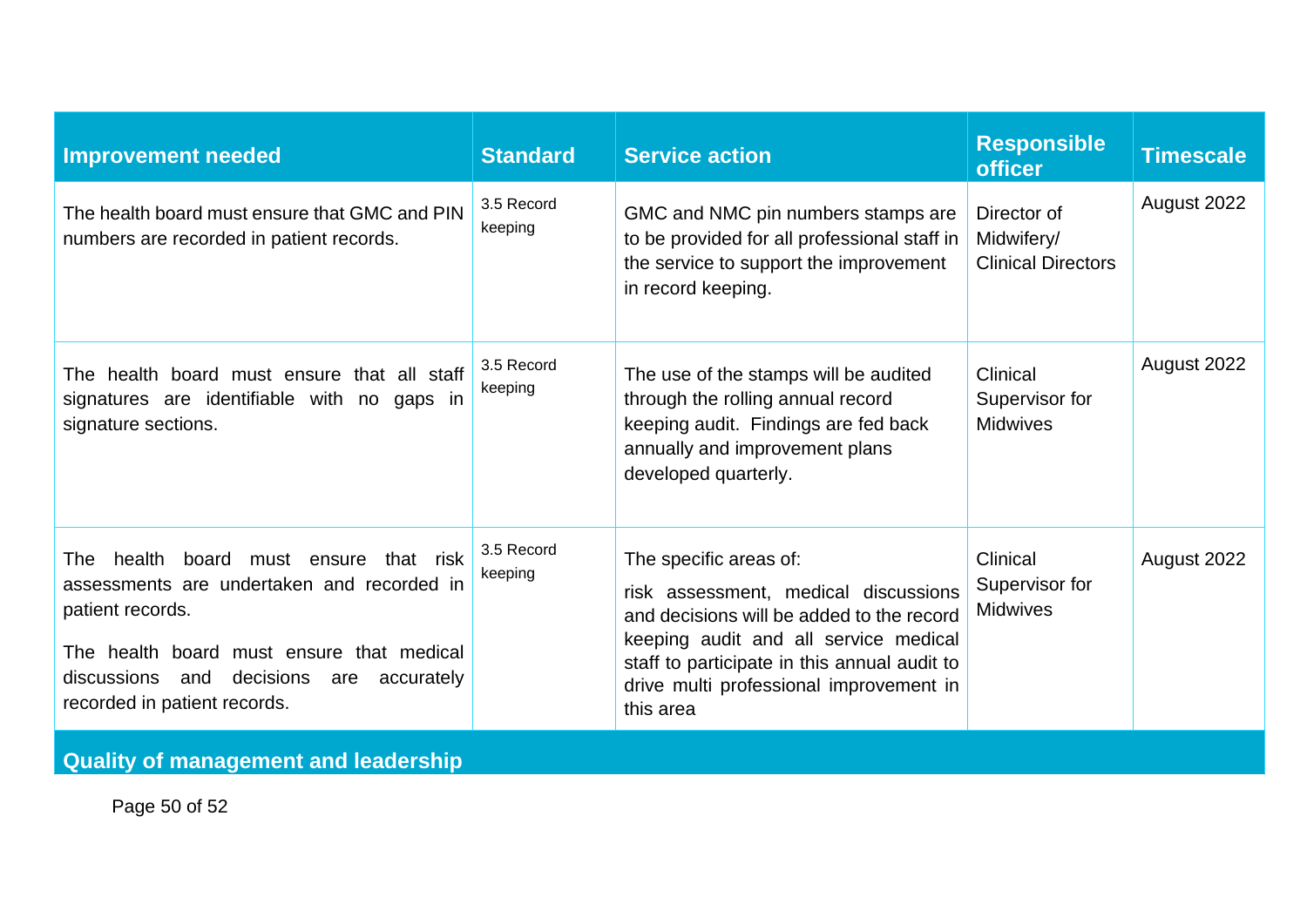| Improvement needed | Standard | Service action | Responsible officer | Timescale |
|---|---|---|---|---|
| The health board must ensure that GMC and PIN numbers are recorded in patient records. | 3.5 Record keeping | GMC and NMC pin numbers stamps are to be provided for all professional staff in the service to support the improvement in record keeping. | Director of Midwifery/ Clinical Directors | August 2022 |
| The health board must ensure that all staff signatures are identifiable with no gaps in signature sections. | 3.5 Record keeping | The use of the stamps will be audited through the rolling annual record keeping audit. Findings are fed back annually and improvement plans developed quarterly. | Clinical Supervisor for Midwives | August 2022 |
| The health board must ensure that risk assessments are undertaken and recorded in patient records.<br><br>The health board must ensure that medical discussions and decisions are accurately recorded in patient records. | 3.5 Record keeping | The specific areas of:<br><br>risk assessment, medical discussions and decisions will be added to the record keeping audit and all service medical staff to participate in this annual audit to drive multi professional improvement in this area | Clinical Supervisor for Midwives | August 2022 |
| **Quality of management and leadership** | | | | |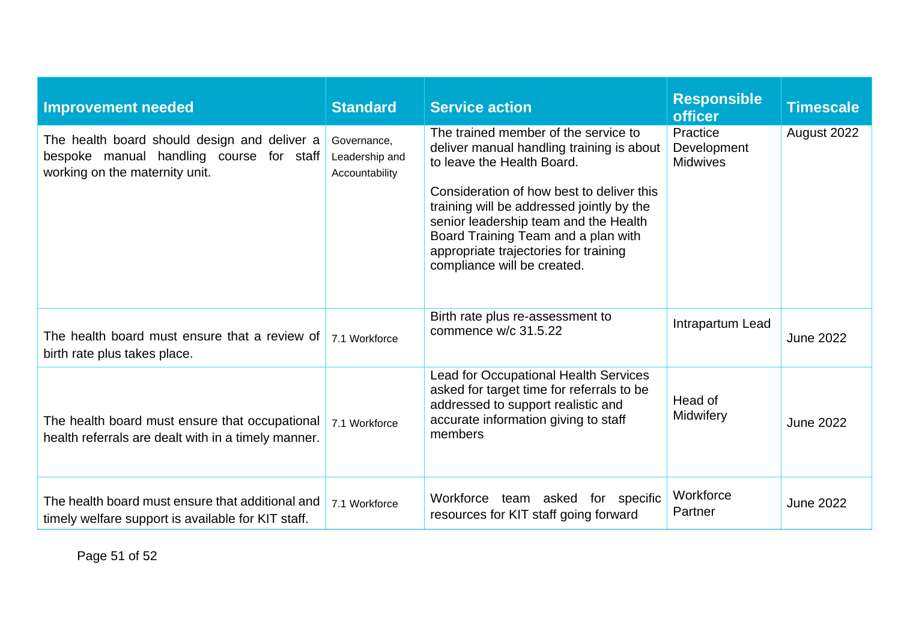| Improvement needed | Standard | Service action | Responsible officer | Timescale |
|---|---|---|---|---|
| The health board should design and deliver a bespoke manual handling course for staff working on the maternity unit. | Governance, Leadership and Accountability | The trained member of the service to deliver manual handling training is about to leave the Health Board.<br><br>Consideration of how best to deliver this training will be addressed jointly by the senior leadership team and the Health Board Training Team and a plan with appropriate trajectories for training compliance will be created. | Practice Development Midwives | August 2022 |
| The health board must ensure that a review of birth rate plus takes place. | 7.1 Workforce | Birth rate plus re-assessment to commence w/c 31.5.22 | Intrapartum Lead | June 2022 |
| The health board must ensure that occupational health referrals are dealt with in a timely manner. | 7.1 Workforce | Lead for Occupational Health Services asked for target time for referrals to be addressed to support realistic and accurate information giving to staff members | Head of Midwifery | June 2022 |
| The health board must ensure that additional and timely welfare support is available for KIT staff. | 7.1 Workforce | Workforce team asked for specific resources for KIT staff going forward | Workforce Partner | June 2022 |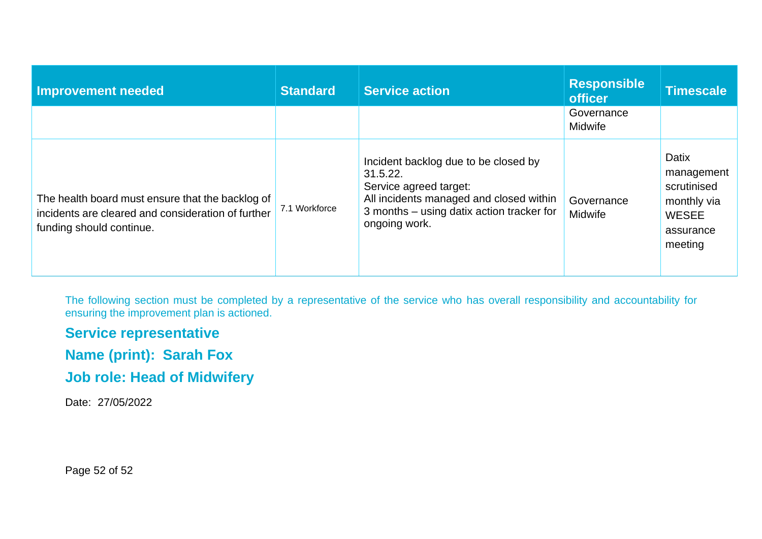| Improvement needed | Standard | Service action | Responsible officer | Timescale |
|---|---|---|---|---|
| | | | Governance Midwife | |
| The health board must ensure that the backlog of incidents are cleared and consideration of further funding should continue. | 7.1 Workforce | Incident backlog due to be closed by 31.5.22.<br>Service agreed target:<br>All incidents managed and closed within 3 months – using datix action tracker for ongoing work. | Governance Midwife | Datix management scrutinised monthly via WESEE assurance meeting |

The following section must be completed by a representative of the service who has overall responsibility and accountability for ensuring the improvement plan is actioned.

**Service representative**

**Name (print): Sarah Fox**

**Job role: Head of Midwifery**

Date: 27/05/2022